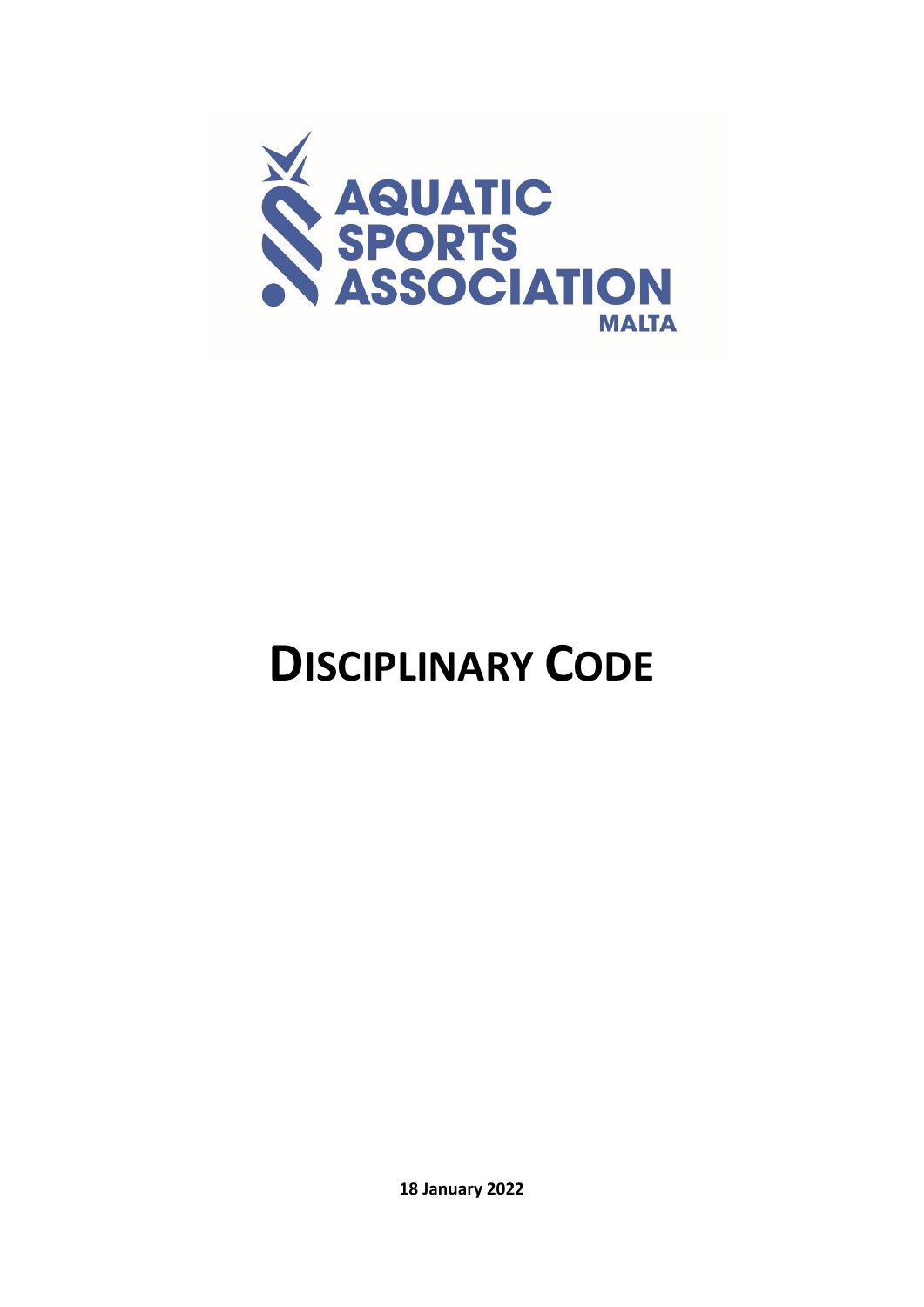AQUATIC SPORTS ASSOCIATION MALTA

# DISCIPLINARY CODE

**18 January 2022**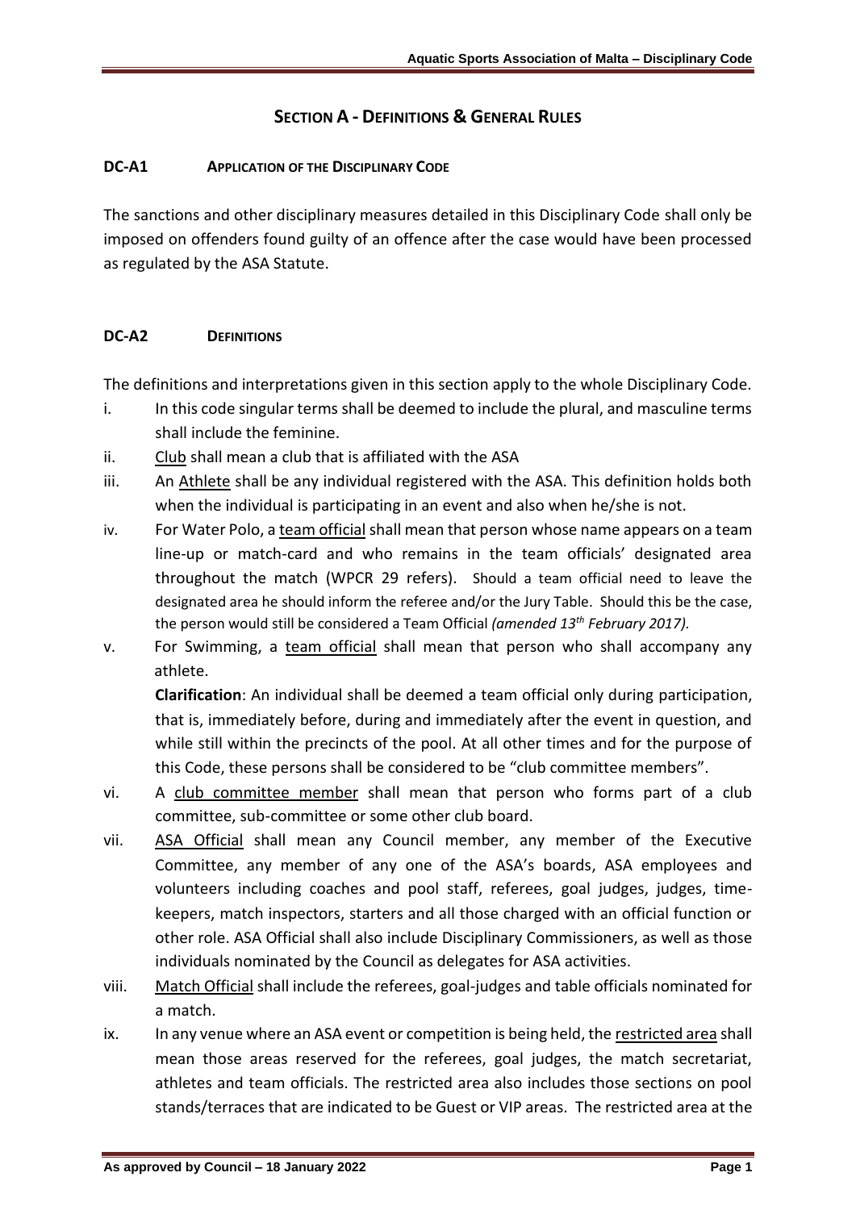# SECTION A - DEFINITIONS & GENERAL RULES

## DC-A1 APPLICATION OF THE DISCIPLINARY CODE

The sanctions and other disciplinary measures detailed in this Disciplinary Code shall only be imposed on offenders found guilty of an offence after the case would have been processed as regulated by the ASA Statute.

## DC-A2 DEFINITIONS

The definitions and interpretations given in this section apply to the whole Disciplinary Code.

i. In this code singular terms shall be deemed to include the plural, and masculine terms shall include the feminine.

ii. Club shall mean a club that is affiliated with the ASA

iii. An Athlete shall be any individual registered with the ASA. This definition holds both when the individual is participating in an event and also when he/she is not.

iv. For Water Polo, a team official shall mean that person whose name appears on a team line-up or match-card and who remains in the team officials' designated area throughout the match (WPCR 29 refers). Should a team official need to leave the designated area he should inform the referee and/or the Jury Table. Should this be the case, the person would still be considered a Team Official *(amended 13th February 2017).*

v. For Swimming, a team official shall mean that person who shall accompany any athlete.

**Clarification**: An individual shall be deemed a team official only during participation, that is, immediately before, during and immediately after the event in question, and while still within the precincts of the pool. At all other times and for the purpose of this Code, these persons shall be considered to be "club committee members".

vi. A club committee member shall mean that person who forms part of a club committee, sub-committee or some other club board.

vii. ASA Official shall mean any Council member, any member of the Executive Committee, any member of any one of the ASA's boards, ASA employees and volunteers including coaches and pool staff, referees, goal judges, judges, time-keepers, match inspectors, starters and all those charged with an official function or other role. ASA Official shall also include Disciplinary Commissioners, as well as those individuals nominated by the Council as delegates for ASA activities.

viii. Match Official shall include the referees, goal-judges and table officials nominated for a match.

ix. In any venue where an ASA event or competition is being held, the restricted area shall mean those areas reserved for the referees, goal judges, the match secretariat, athletes and team officials. The restricted area also includes those sections on pool stands/terraces that are indicated to be Guest or VIP areas. The restricted area at the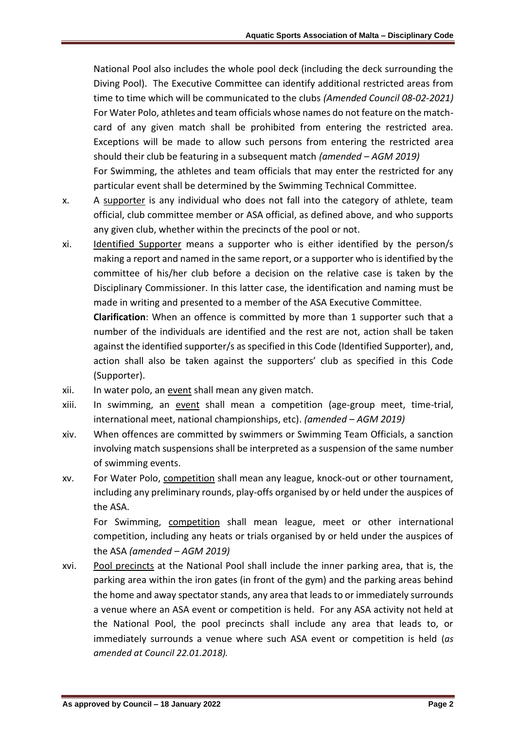National Pool also includes the whole pool deck (including the deck surrounding the Diving Pool). The Executive Committee can identify additional restricted areas from time to time which will be communicated to the clubs *(Amended Council 08-02-2021)*
For Water Polo, athletes and team officials whose names do not feature on the match-card of any given match shall be prohibited from entering the restricted area. Exceptions will be made to allow such persons from entering the restricted area should their club be featuring in a subsequent match *(amended – AGM 2019)*
For Swimming, the athletes and team officials that may enter the restricted for any particular event shall be determined by the Swimming Technical Committee.

x. A supporter is any individual who does not fall into the category of athlete, team official, club committee member or ASA official, as defined above, and who supports any given club, whether within the precincts of the pool or not.

xi. Identified Supporter means a supporter who is either identified by the person/s making a report and named in the same report, or a supporter who is identified by the committee of his/her club before a decision on the relative case is taken by the Disciplinary Commissioner. In this latter case, the identification and naming must be made in writing and presented to a member of the ASA Executive Committee.
**Clarification**: When an offence is committed by more than 1 supporter such that a number of the individuals are identified and the rest are not, action shall be taken against the identified supporter/s as specified in this Code (Identified Supporter), and, action shall also be taken against the supporters' club as specified in this Code (Supporter).

xii. In water polo, an event shall mean any given match.

xiii. In swimming, an event shall mean a competition (age-group meet, time-trial, international meet, national championships, etc). *(amended – AGM 2019)*

xiv. When offences are committed by swimmers or Swimming Team Officials, a sanction involving match suspensions shall be interpreted as a suspension of the same number of swimming events.

xv. For Water Polo, competition shall mean any league, knock-out or other tournament, including any preliminary rounds, play-offs organised by or held under the auspices of the ASA.
For Swimming, competition shall mean league, meet or other international competition, including any heats or trials organised by or held under the auspices of the ASA *(amended – AGM 2019)*

xvi. Pool precincts at the National Pool shall include the inner parking area, that is, the parking area within the iron gates (in front of the gym) and the parking areas behind the home and away spectator stands, any area that leads to or immediately surrounds a venue where an ASA event or competition is held. For any ASA activity not held at the National Pool, the pool precincts shall include any area that leads to, or immediately surrounds a venue where such ASA event or competition is held (*as amended at Council 22.01.2018).*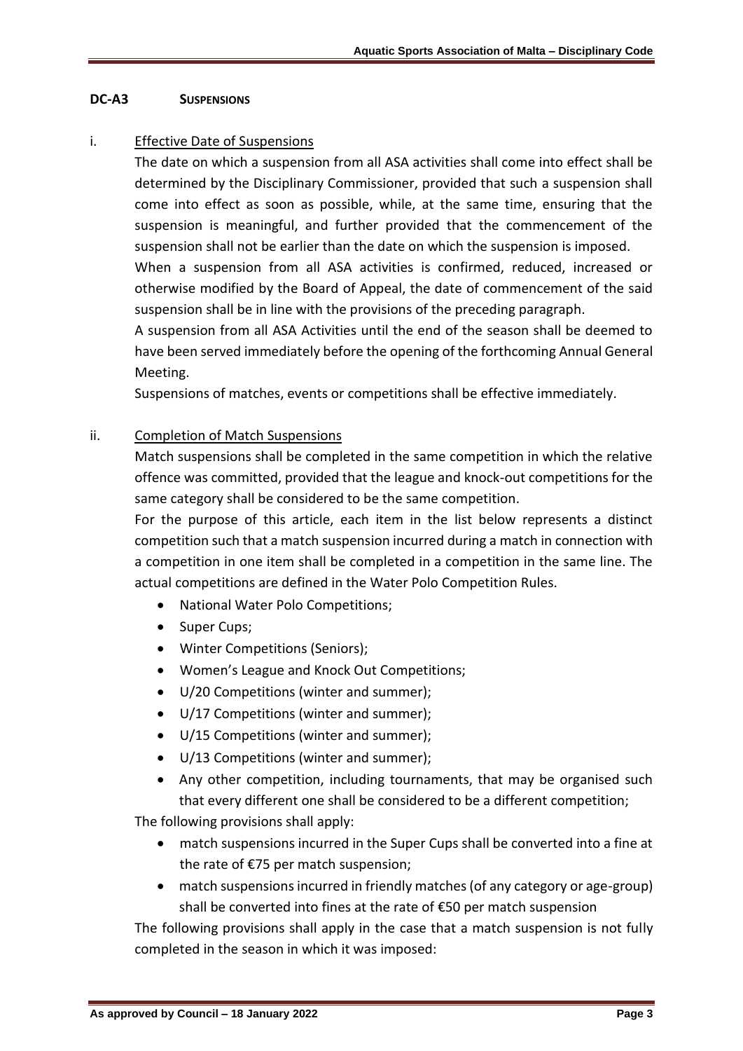## DC-A3 SUSPENSIONS

i. Effective Date of Suspensions

The date on which a suspension from all ASA activities shall come into effect shall be determined by the Disciplinary Commissioner, provided that such a suspension shall come into effect as soon as possible, while, at the same time, ensuring that the suspension is meaningful, and further provided that the commencement of the suspension shall not be earlier than the date on which the suspension is imposed.

When a suspension from all ASA activities is confirmed, reduced, increased or otherwise modified by the Board of Appeal, the date of commencement of the said suspension shall be in line with the provisions of the preceding paragraph.

A suspension from all ASA Activities until the end of the season shall be deemed to have been served immediately before the opening of the forthcoming Annual General Meeting.

Suspensions of matches, events or competitions shall be effective immediately.

ii. Completion of Match Suspensions

Match suspensions shall be completed in the same competition in which the relative offence was committed, provided that the league and knock-out competitions for the same category shall be considered to be the same competition.

For the purpose of this article, each item in the list below represents a distinct competition such that a match suspension incurred during a match in connection with a competition in one item shall be completed in a competition in the same line. The actual competitions are defined in the Water Polo Competition Rules.

- National Water Polo Competitions;
- Super Cups;
- Winter Competitions (Seniors);
- Women's League and Knock Out Competitions;
- U/20 Competitions (winter and summer);
- U/17 Competitions (winter and summer);
- U/15 Competitions (winter and summer);
- U/13 Competitions (winter and summer);
- Any other competition, including tournaments, that may be organised such that every different one shall be considered to be a different competition;

The following provisions shall apply:

- match suspensions incurred in the Super Cups shall be converted into a fine at the rate of €75 per match suspension;
- match suspensions incurred in friendly matches (of any category or age-group) shall be converted into fines at the rate of €50 per match suspension

The following provisions shall apply in the case that a match suspension is not fully completed in the season in which it was imposed: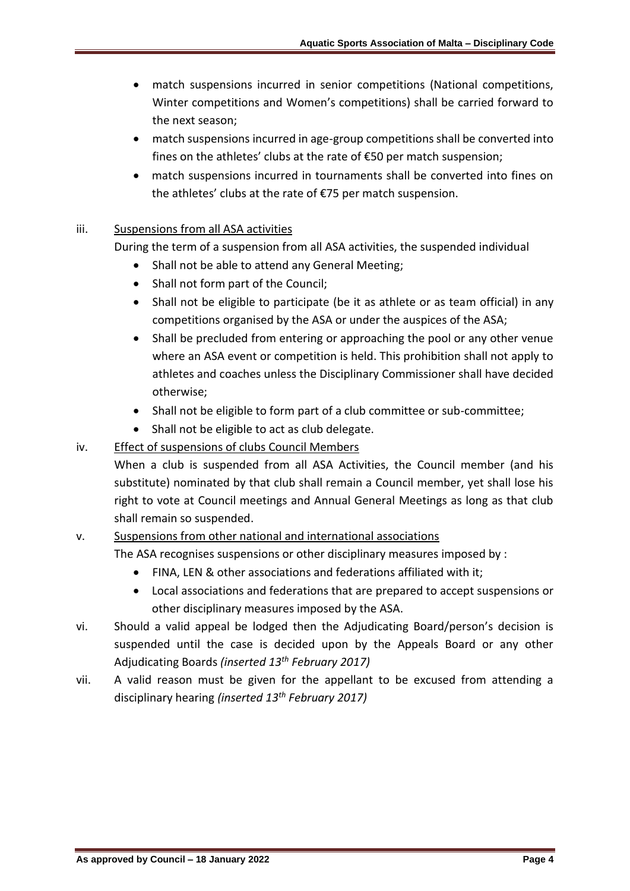- match suspensions incurred in senior competitions (National competitions, Winter competitions and Women's competitions) shall be carried forward to the next season;
- match suspensions incurred in age-group competitions shall be converted into fines on the athletes' clubs at the rate of €50 per match suspension;
- match suspensions incurred in tournaments shall be converted into fines on the athletes' clubs at the rate of €75 per match suspension.

iii. Suspensions from all ASA activities

During the term of a suspension from all ASA activities, the suspended individual

- Shall not be able to attend any General Meeting;
- Shall not form part of the Council;
- Shall not be eligible to participate (be it as athlete or as team official) in any competitions organised by the ASA or under the auspices of the ASA;
- Shall be precluded from entering or approaching the pool or any other venue where an ASA event or competition is held. This prohibition shall not apply to athletes and coaches unless the Disciplinary Commissioner shall have decided otherwise;
- Shall not be eligible to form part of a club committee or sub-committee;
- Shall not be eligible to act as club delegate.

iv. Effect of suspensions of clubs Council Members

When a club is suspended from all ASA Activities, the Council member (and his substitute) nominated by that club shall remain a Council member, yet shall lose his right to vote at Council meetings and Annual General Meetings as long as that club shall remain so suspended.

v. Suspensions from other national and international associations

The ASA recognises suspensions or other disciplinary measures imposed by :

- FINA, LEN & other associations and federations affiliated with it;
- Local associations and federations that are prepared to accept suspensions or other disciplinary measures imposed by the ASA.

vi. Should a valid appeal be lodged then the Adjudicating Board/person's decision is suspended until the case is decided upon by the Appeals Board or any other Adjudicating Boards *(inserted 13th February 2017)*

vii. A valid reason must be given for the appellant to be excused from attending a disciplinary hearing *(inserted 13th February 2017)*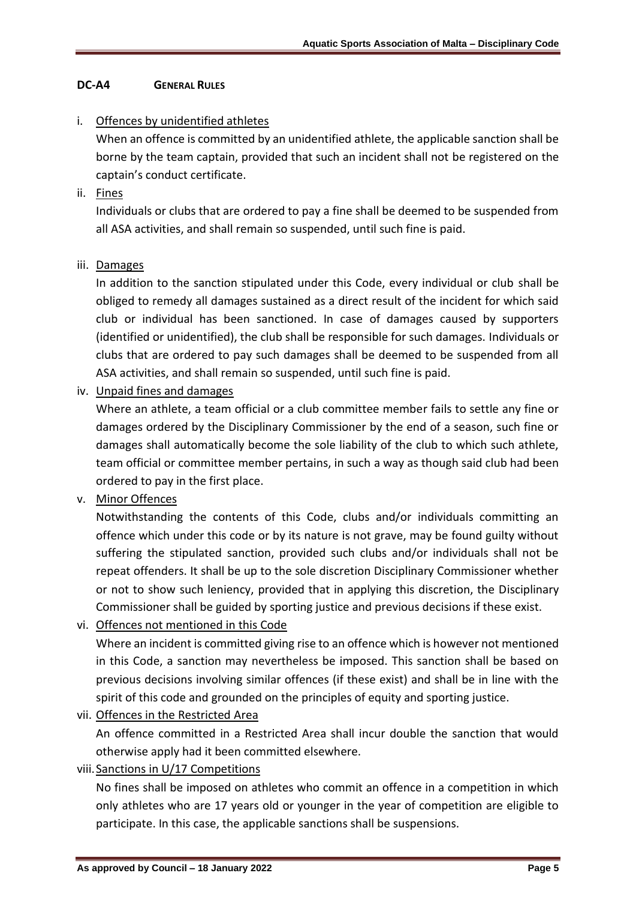## DC-A4 GENERAL RULES

i. Offences by unidentified athletes

When an offence is committed by an unidentified athlete, the applicable sanction shall be borne by the team captain, provided that such an incident shall not be registered on the captain's conduct certificate.

ii. Fines

Individuals or clubs that are ordered to pay a fine shall be deemed to be suspended from all ASA activities, and shall remain so suspended, until such fine is paid.

iii. Damages

In addition to the sanction stipulated under this Code, every individual or club shall be obliged to remedy all damages sustained as a direct result of the incident for which said club or individual has been sanctioned. In case of damages caused by supporters (identified or unidentified), the club shall be responsible for such damages. Individuals or clubs that are ordered to pay such damages shall be deemed to be suspended from all ASA activities, and shall remain so suspended, until such fine is paid.

iv. Unpaid fines and damages

Where an athlete, a team official or a club committee member fails to settle any fine or damages ordered by the Disciplinary Commissioner by the end of a season, such fine or damages shall automatically become the sole liability of the club to which such athlete, team official or committee member pertains, in such a way as though said club had been ordered to pay in the first place.

v. Minor Offences

Notwithstanding the contents of this Code, clubs and/or individuals committing an offence which under this code or by its nature is not grave, may be found guilty without suffering the stipulated sanction, provided such clubs and/or individuals shall not be repeat offenders. It shall be up to the sole discretion Disciplinary Commissioner whether or not to show such leniency, provided that in applying this discretion, the Disciplinary Commissioner shall be guided by sporting justice and previous decisions if these exist.

vi. Offences not mentioned in this Code

Where an incident is committed giving rise to an offence which is however not mentioned in this Code, a sanction may nevertheless be imposed. This sanction shall be based on previous decisions involving similar offences (if these exist) and shall be in line with the spirit of this code and grounded on the principles of equity and sporting justice.

vii. Offences in the Restricted Area

An offence committed in a Restricted Area shall incur double the sanction that would otherwise apply had it been committed elsewhere.

viii. Sanctions in U/17 Competitions

No fines shall be imposed on athletes who commit an offence in a competition in which only athletes who are 17 years old or younger in the year of competition are eligible to participate. In this case, the applicable sanctions shall be suspensions.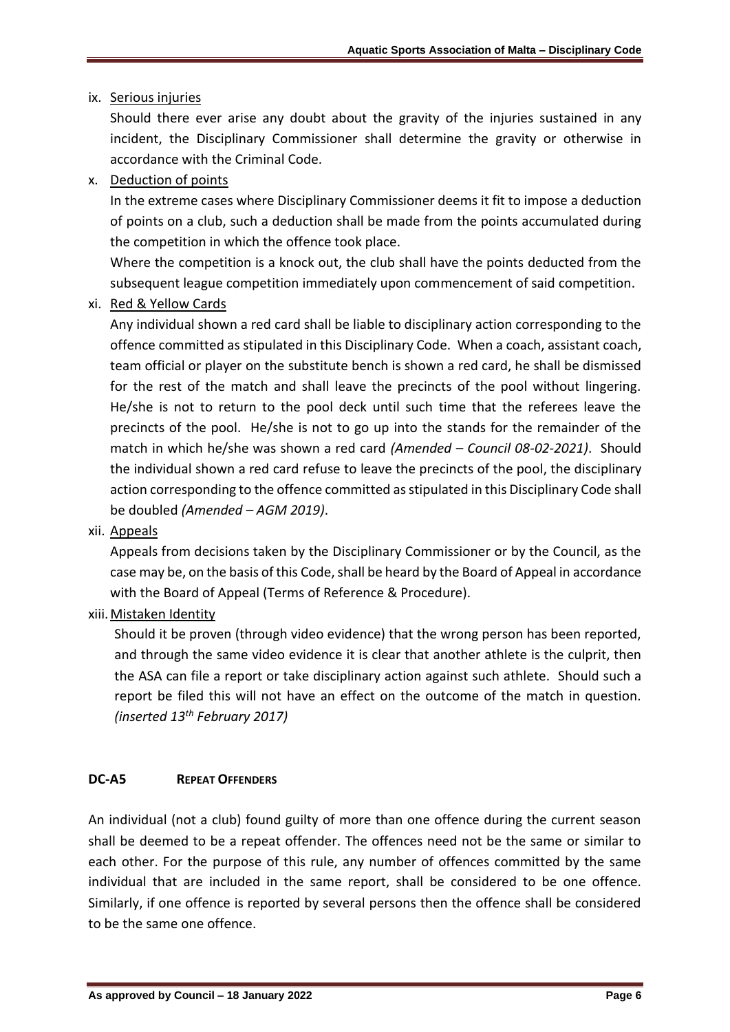ix. Serious injuries

Should there ever arise any doubt about the gravity of the injuries sustained in any incident, the Disciplinary Commissioner shall determine the gravity or otherwise in accordance with the Criminal Code.

x. Deduction of points

In the extreme cases where Disciplinary Commissioner deems it fit to impose a deduction of points on a club, such a deduction shall be made from the points accumulated during the competition in which the offence took place.

Where the competition is a knock out, the club shall have the points deducted from the subsequent league competition immediately upon commencement of said competition.

xi. Red & Yellow Cards

Any individual shown a red card shall be liable to disciplinary action corresponding to the offence committed as stipulated in this Disciplinary Code. When a coach, assistant coach, team official or player on the substitute bench is shown a red card, he shall be dismissed for the rest of the match and shall leave the precincts of the pool without lingering. He/she is not to return to the pool deck until such time that the referees leave the precincts of the pool. He/she is not to go up into the stands for the remainder of the match in which he/she was shown a red card *(Amended – Council 08-02-2021)*. Should the individual shown a red card refuse to leave the precincts of the pool, the disciplinary action corresponding to the offence committed as stipulated in this Disciplinary Code shall be doubled *(Amended – AGM 2019)*.

xii. Appeals

Appeals from decisions taken by the Disciplinary Commissioner or by the Council, as the case may be, on the basis of this Code, shall be heard by the Board of Appeal in accordance with the Board of Appeal (Terms of Reference & Procedure).

xiii. Mistaken Identity

Should it be proven (through video evidence) that the wrong person has been reported, and through the same video evidence it is clear that another athlete is the culprit, then the ASA can file a report or take disciplinary action against such athlete. Should such a report be filed this will not have an effect on the outcome of the match in question. *(inserted 13th February 2017)*

## DC-A5 REPEAT OFFENDERS

An individual (not a club) found guilty of more than one offence during the current season shall be deemed to be a repeat offender. The offences need not be the same or similar to each other. For the purpose of this rule, any number of offences committed by the same individual that are included in the same report, shall be considered to be one offence. Similarly, if one offence is reported by several persons then the offence shall be considered to be the same one offence.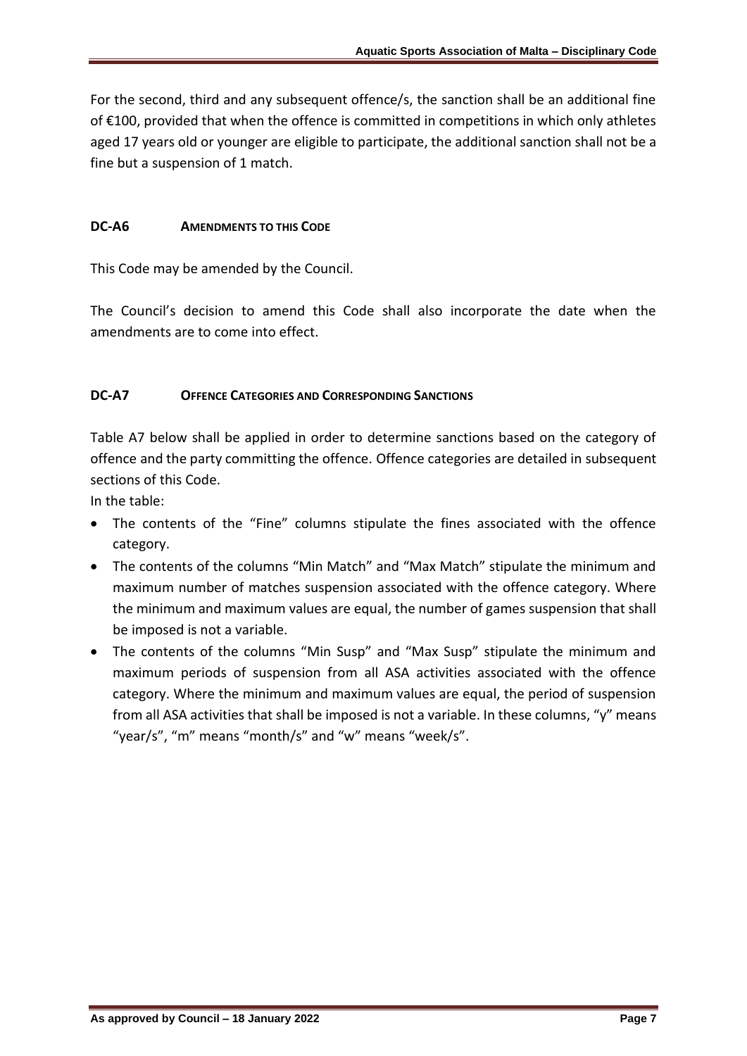For the second, third and any subsequent offence/s, the sanction shall be an additional fine of €100, provided that when the offence is committed in competitions in which only athletes aged 17 years old or younger are eligible to participate, the additional sanction shall not be a fine but a suspension of 1 match.

### DC-A6 AMENDMENTS TO THIS CODE

This Code may be amended by the Council.

The Council's decision to amend this Code shall also incorporate the date when the amendments are to come into effect.

### DC-A7 OFFENCE CATEGORIES AND CORRESPONDING SANCTIONS

Table A7 below shall be applied in order to determine sanctions based on the category of offence and the party committing the offence. Offence categories are detailed in subsequent sections of this Code.

In the table:

- The contents of the "Fine" columns stipulate the fines associated with the offence category.
- The contents of the columns "Min Match" and "Max Match" stipulate the minimum and maximum number of matches suspension associated with the offence category. Where the minimum and maximum values are equal, the number of games suspension that shall be imposed is not a variable.
- The contents of the columns "Min Susp" and "Max Susp" stipulate the minimum and maximum periods of suspension from all ASA activities associated with the offence category. Where the minimum and maximum values are equal, the period of suspension from all ASA activities that shall be imposed is not a variable. In these columns, "y" means "year/s", "m" means "month/s" and "w" means "week/s".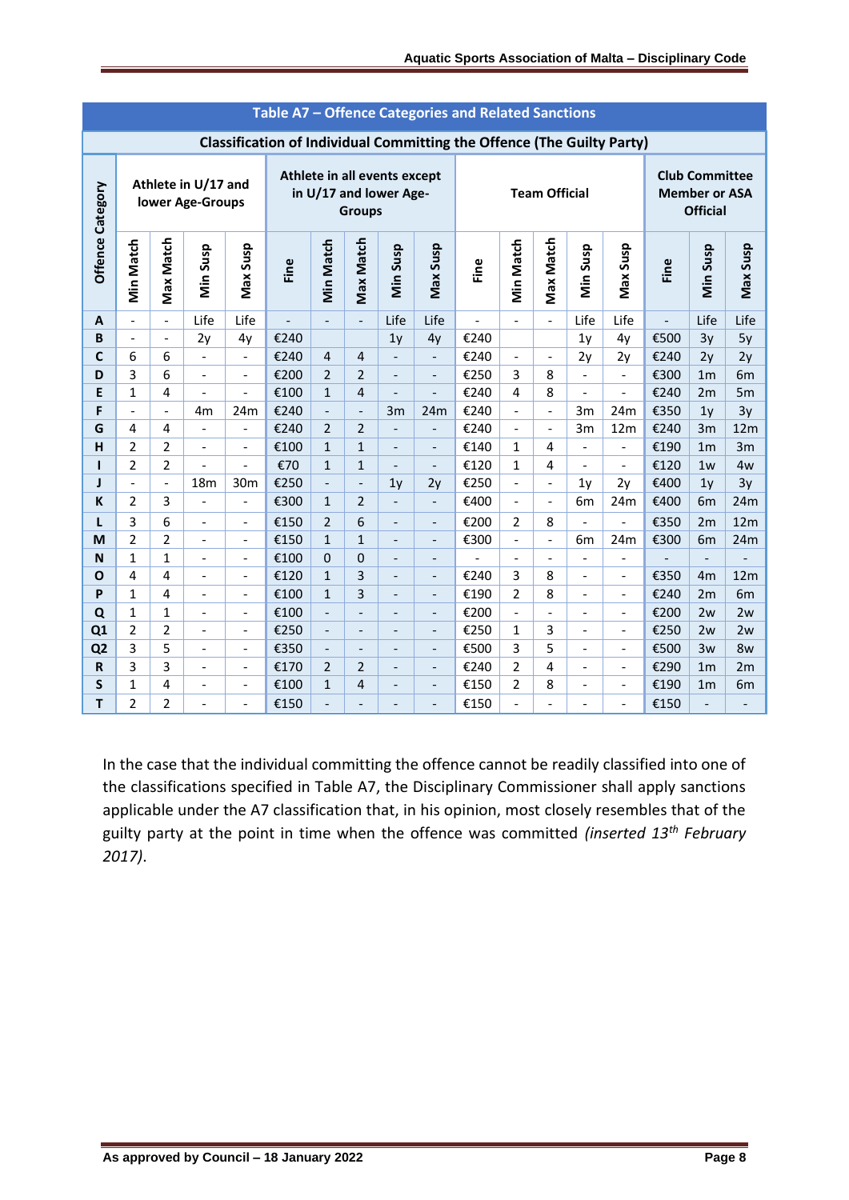| Table A7 – Offence Categories and Related Sanctions | | | | | | | | | | | | | | | | | |
|---|---|---|---|---|---|---|---|---|---|---|---|---|---|---|---|---|---|
| **Classification of Individual Committing the Offence (The Guilty Party)** | | | | | | | | | | | | | | | | | |
| **Offence Category** | **Athlete in U/17 and lower Age-Groups** | | | | **Athlete in all events except in U/17 and lower Age-Groups** | | | | | **Team Official** | | | | | **Club Committee Member or ASA Official** | | |
| | **Min Match** | **Max Match** | **Min Susp** | **Max Susp** | **Fine** | **Min Match** | **Max Match** | **Min Susp** | **Max Susp** | **Fine** | **Min Match** | **Max Match** | **Min Susp** | **Max Susp** | **Fine** | **Min Susp** | **Max Susp** |
| **A** | - | - | Life | Life | - | - | - | Life | Life | - | - | - | Life | Life | - | Life | Life |
| **B** | - | - | 2y | 4y | €240 | | | 1y | 4y | €240 | | | 1y | 4y | €500 | 3y | 5y |
| **C** | 6 | 6 | - | - | €240 | 4 | 4 | - | - | €240 | - | - | 2y | 2y | €240 | 2y | 2y |
| **D** | 3 | 6 | - | - | €200 | 2 | 2 | - | - | €250 | 3 | 8 | - | - | €300 | 1m | 6m |
| **E** | 1 | 4 | - | - | €100 | 1 | 4 | - | - | €240 | 4 | 8 | - | - | €240 | 2m | 5m |
| **F** | - | - | 4m | 24m | €240 | - | - | 3m | 24m | €240 | - | - | 3m | 24m | €350 | 1y | 3y |
| **G** | 4 | 4 | - | - | €240 | 2 | 2 | - | - | €240 | - | - | 3m | 12m | €240 | 3m | 12m |
| **H** | 2 | 2 | - | - | €100 | 1 | 1 | - | - | €140 | 1 | 4 | - | - | €190 | 1m | 3m |
| **I** | 2 | 2 | - | - | €70 | 1 | 1 | - | - | €120 | 1 | 4 | - | - | €120 | 1w | 4w |
| **J** | - | - | 18m | 30m | €250 | - | - | 1y | 2y | €250 | - | - | 1y | 2y | €400 | 1y | 3y |
| **K** | 2 | 3 | - | - | €300 | 1 | 2 | - | - | €400 | - | - | 6m | 24m | €400 | 6m | 24m |
| **L** | 3 | 6 | - | - | €150 | 2 | 6 | - | - | €200 | 2 | 8 | - | - | €350 | 2m | 12m |
| **M** | 2 | 2 | - | - | €150 | 1 | 1 | - | - | €300 | - | - | 6m | 24m | €300 | 6m | 24m |
| **N** | 1 | 1 | - | - | €100 | 0 | 0 | - | - | - | - | - | - | - | - | - | - |
| **O** | 4 | 4 | - | - | €120 | 1 | 3 | - | - | €240 | 3 | 8 | - | - | €350 | 4m | 12m |
| **P** | 1 | 4 | - | - | €100 | 1 | 3 | - | - | €190 | 2 | 8 | - | - | €240 | 2m | 6m |
| **Q** | 1 | 1 | - | - | €100 | - | - | - | - | €200 | - | - | - | - | €200 | 2w | 2w |
| **Q1** | 2 | 2 | - | - | €250 | - | - | - | - | €250 | 1 | 3 | - | - | €250 | 2w | 2w |
| **Q2** | 3 | 5 | - | - | €350 | - | - | - | - | €500 | 3 | 5 | - | - | €500 | 3w | 8w |
| **R** | 3 | 3 | - | - | €170 | 2 | 2 | - | - | €240 | 2 | 4 | - | - | €290 | 1m | 2m |
| **S** | 1 | 4 | - | - | €100 | 1 | 4 | - | - | €150 | 2 | 8 | - | - | €190 | 1m | 6m |
| **T** | 2 | 2 | - | - | €150 | - | - | - | - | €150 | - | - | - | - | €150 | - | - |

In the case that the individual committing the offence cannot be readily classified into one of the classifications specified in Table A7, the Disciplinary Commissioner shall apply sanctions applicable under the A7 classification that, in his opinion, most closely resembles that of the guilty party at the point in time when the offence was committed *(inserted 13th February 2017)*.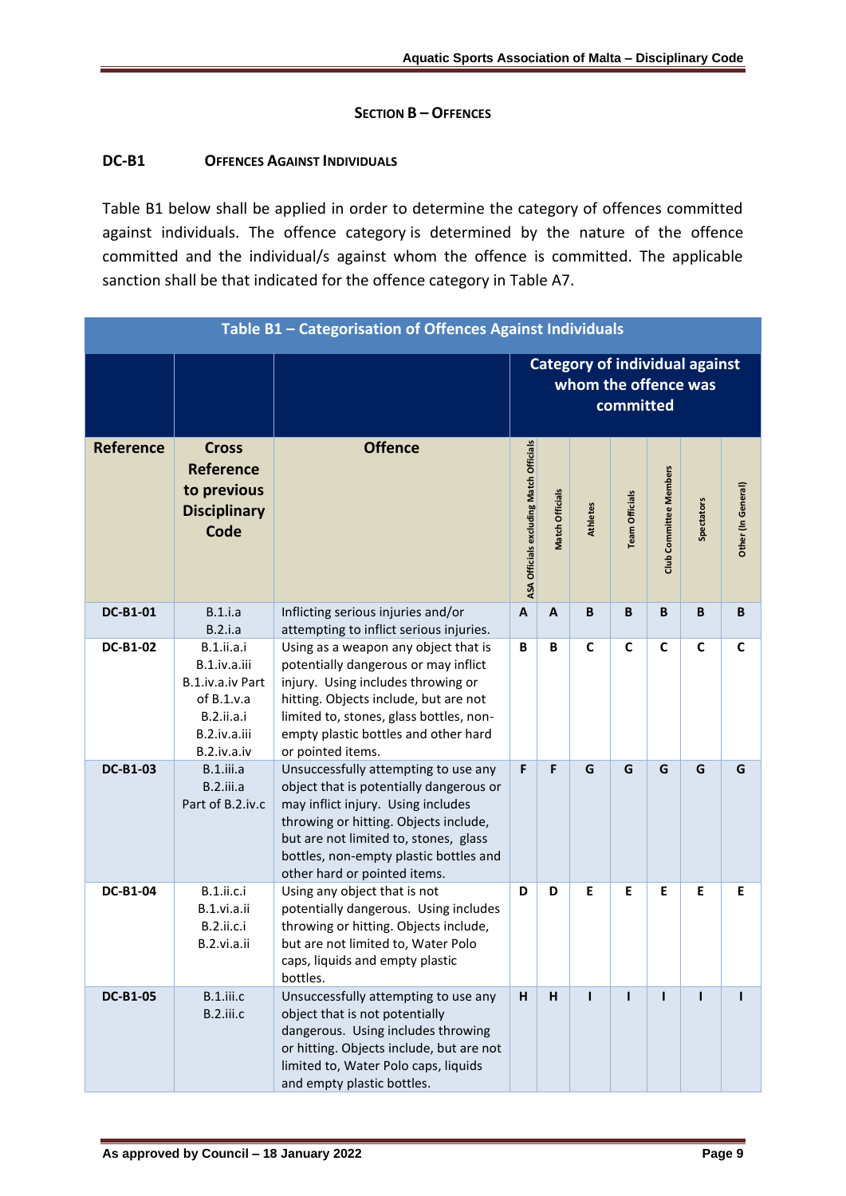## SECTION B – OFFENCES

### DC-B1 OFFENCES AGAINST INDIVIDUALS

Table B1 below shall be applied in order to determine the category of offences committed against individuals. The offence category is determined by the nature of the offence committed and the individual/s against whom the offence is committed. The applicable sanction shall be that indicated for the offence category in Table A7.

**Table B1 – Categorisation of Offences Against Individuals**

| | | | Category of individual against whom the offence was committed | | | | | | |
|---|---|---|---|---|---|---|---|---|---|
| **Reference** | **Cross Reference to previous Disciplinary Code** | **Offence** | **ASA Officials excluding Match Officials** | **Match Officials** | **Athletes** | **Team Officials** | **Club Committee Members** | **Spectators** | **Other (In General)** |
| **DC-B1-01** | B.1.i.a<br>B.2.i.a | Inflicting serious injuries and/or attempting to inflict serious injuries. | **A** | **A** | **B** | **B** | **B** | **B** | **B** |
| **DC-B1-02** | B.1.ii.a.i<br>B.1.iv.a.iii<br>B.1.iv.a.iv Part of B.1.v.a<br>B.2.ii.a.i<br>B.2.iv.a.iii<br>B.2.iv.a.iv | Using as a weapon any object that is potentially dangerous or may inflict injury. Using includes throwing or hitting. Objects include, but are not limited to, stones, glass bottles, non-empty plastic bottles and other hard or pointed items. | **B** | **B** | **C** | **C** | **C** | **C** | **C** |
| **DC-B1-03** | B.1.iii.a<br>B.2.iii.a<br>Part of B.2.iv.c | Unsuccessfully attempting to use any object that is potentially dangerous or may inflict injury. Using includes throwing or hitting. Objects include, but are not limited to, stones, glass bottles, non-empty plastic bottles and other hard or pointed items. | **F** | **F** | **G** | **G** | **G** | **G** | **G** |
| **DC-B1-04** | B.1.ii.c.i<br>B.1.vi.a.ii<br>B.2.ii.c.i<br>B.2.vi.a.ii | Using any object that is not potentially dangerous. Using includes throwing or hitting. Objects include, but are not limited to, Water Polo caps, liquids and empty plastic bottles. | **D** | **D** | **E** | **E** | **E** | **E** | **E** |
| **DC-B1-05** | B.1.iii.c<br>B.2.iii.c | Unsuccessfully attempting to use any object that is not potentially dangerous. Using includes throwing or hitting. Objects include, but are not limited to, Water Polo caps, liquids and empty plastic bottles. | **H** | **H** | **I** | **I** | **I** | **I** | **I** |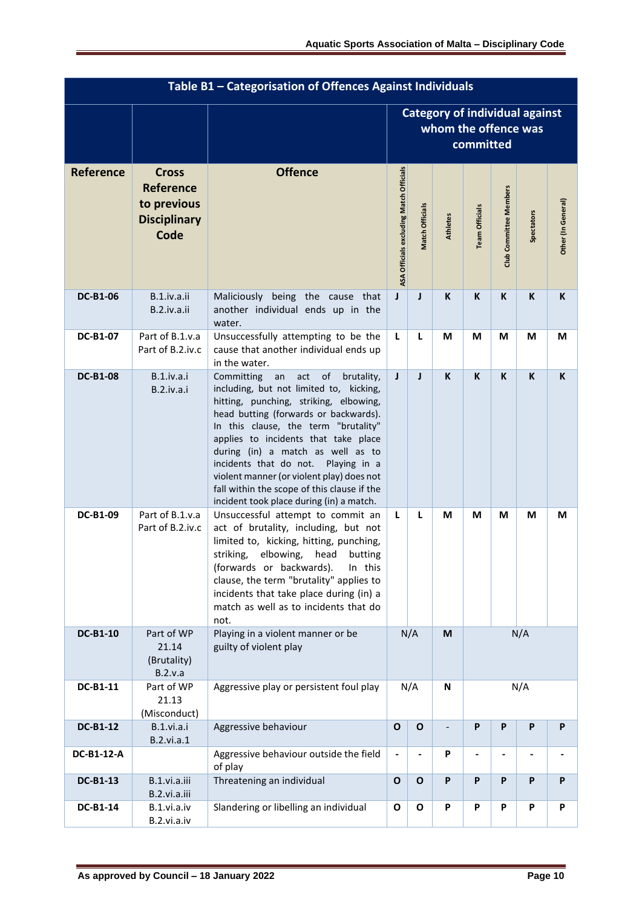| Table B1 – Categorisation of Offences Against Individuals | | | | | | | | | |
|---|---|---|---|---|---|---|---|---|---|
| | | | Category of individual against whom the offence was committed | | | | | | |
| **Reference** | **Cross Reference to previous Disciplinary Code** | **Offence** | ASA Officials excluding Match Officials | Match Officials | Athletes | Team Officials | Club Committee Members | Spectators | Other (In General) |
| **DC-B1-06** | B.1.iv.a.ii B.2.iv.a.ii | Maliciously being the cause that another individual ends up in the water. | **J** | **J** | **K** | **K** | **K** | **K** | **K** |
| **DC-B1-07** | Part of B.1.v.a Part of B.2.iv.c | Unsuccessfully attempting to be the cause that another individual ends up in the water. | **L** | **L** | **M** | **M** | **M** | **M** | **M** |
| **DC-B1-08** | B.1.iv.a.i B.2.iv.a.i | Committing an act of brutality, including, but not limited to, kicking, hitting, punching, striking, elbowing, head butting (forwards or backwards). In this clause, the term "brutality" applies to incidents that take place during (in) a match as well as to incidents that do not. Playing in a violent manner (or violent play) does not fall within the scope of this clause if the incident took place during (in) a match. | **J** | **J** | **K** | **K** | **K** | **K** | **K** |
| **DC-B1-09** | Part of B.1.v.a Part of B.2.iv.c | Unsuccessful attempt to commit an act of brutality, including, but not limited to, kicking, hitting, punching, striking, elbowing, head butting (forwards or backwards). In this clause, the term "brutality" applies to incidents that take place during (in) a match as well as to incidents that do not. | **L** | **L** | **M** | **M** | **M** | **M** | **M** |
| **DC-B1-10** | Part of WP 21.14 (Brutality) B.2.v.a | Playing in a violent manner or be guilty of violent play | N/A | | **M** | N/A | | | |
| **DC-B1-11** | Part of WP 21.13 (Misconduct) | Aggressive play or persistent foul play | N/A | | **N** | N/A | | | |
| **DC-B1-12** | B.1.vi.a.i B.2.vi.a.1 | Aggressive behaviour | **O** | **O** | - | **P** | **P** | **P** | **P** |
| **DC-B1-12-A** | | Aggressive behaviour outside the field of play | - | - | **P** | - | - | - | - |
| **DC-B1-13** | B.1.vi.a.iii B.2.vi.a.iii | Threatening an individual | **O** | **O** | **P** | **P** | **P** | **P** | **P** |
| **DC-B1-14** | B.1.vi.a.iv B.2.vi.a.iv | Slandering or libelling an individual | **O** | **O** | **P** | **P** | **P** | **P** | **P** |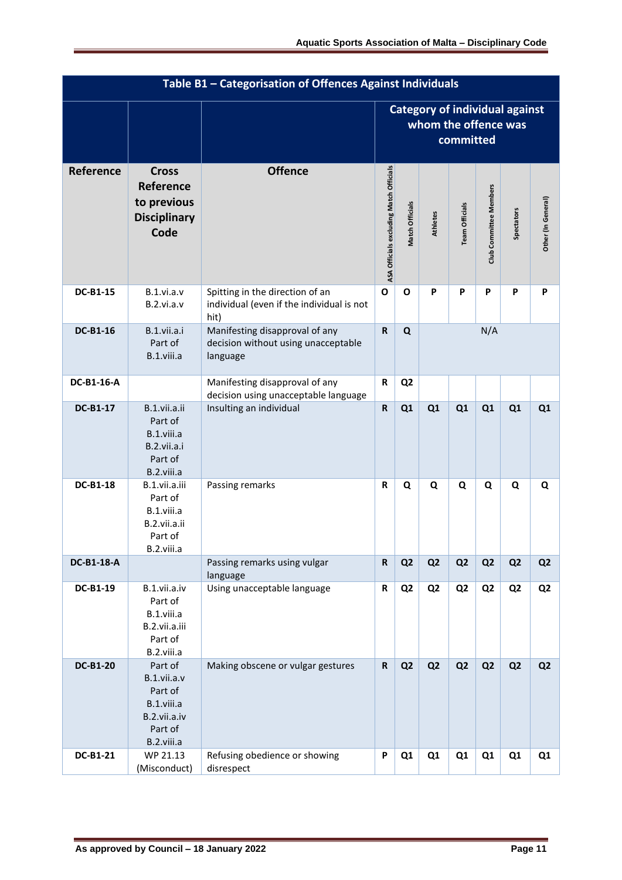| Table B1 – Categorisation of Offences Against Individuals | | | | | | | | | |
|---|---|---|---|---|---|---|---|---|---|
| | | | Category of individual against whom the offence was committed | | | | | | |
| **Reference** | **Cross Reference to previous Disciplinary Code** | **Offence** | ASA Officials excluding Match Officials | Match Officials | Athletes | Team Officials | Club Committee Members | Spectators | Other (In General) |
| **DC-B1-15** | B.1.vi.a.v<br>B.2.vi.a.v | Spitting in the direction of an individual (even if the individual is not hit) | **O** | **O** | **P** | **P** | **P** | **P** | **P** |
| **DC-B1-16** | B.1.vii.a.i<br>Part of<br>B.1.viii.a | Manifesting disapproval of any decision without using unacceptable language | **R** | **Q** | N/A | | | | |
| **DC-B1-16-A** | | Manifesting disapproval of any decision using unacceptable language | **R** | **Q2** | | | | | |
| **DC-B1-17** | B.1.vii.a.ii<br>Part of<br>B.1.viii.a<br>B.2.vii.a.i<br>Part of<br>B.2.viii.a | Insulting an individual | **R** | **Q1** | **Q1** | **Q1** | **Q1** | **Q1** | **Q1** |
| **DC-B1-18** | B.1.vii.a.iii<br>Part of<br>B.1.viii.a<br>B.2.vii.a.ii<br>Part of<br>B.2.viii.a | Passing remarks | **R** | **Q** | **Q** | **Q** | **Q** | **Q** | **Q** |
| **DC-B1-18-A** | | Passing remarks using vulgar language | **R** | **Q2** | **Q2** | **Q2** | **Q2** | **Q2** | **Q2** |
| **DC-B1-19** | B.1.vii.a.iv<br>Part of<br>B.1.viii.a<br>B.2.vii.a.iii<br>Part of<br>B.2.viii.a | Using unacceptable language | **R** | **Q2** | **Q2** | **Q2** | **Q2** | **Q2** | **Q2** |
| **DC-B1-20** | Part of<br>B.1.vii.a.v<br>Part of<br>B.1.viii.a<br>B.2.vii.a.iv<br>Part of<br>B.2.viii.a | Making obscene or vulgar gestures | **R** | **Q2** | **Q2** | **Q2** | **Q2** | **Q2** | **Q2** |
| **DC-B1-21** | WP 21.13<br>(Misconduct) | Refusing obedience or showing disrespect | **P** | **Q1** | **Q1** | **Q1** | **Q1** | **Q1** | **Q1** |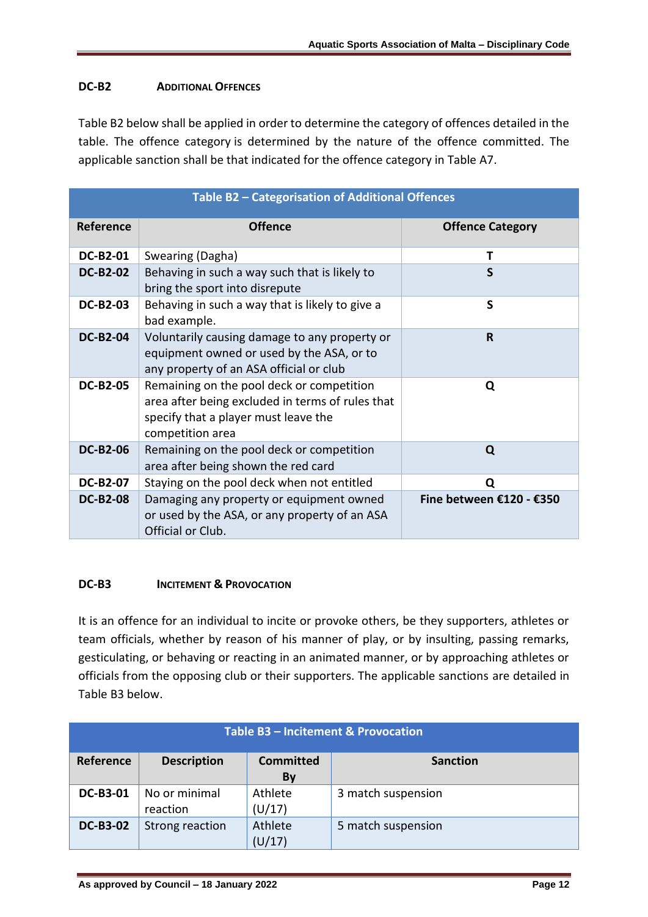### DC-B2 ADDITIONAL OFFENCES

Table B2 below shall be applied in order to determine the category of offences detailed in the table. The offence category is determined by the nature of the offence committed. The applicable sanction shall be that indicated for the offence category in Table A7.

| Table B2 – Categorisation of Additional Offences | | |
|---|---|---|
| **Reference** | **Offence** | **Offence Category** |
| **DC-B2-01** | Swearing (Dagha) | **T** |
| **DC-B2-02** | Behaving in such a way such that is likely to bring the sport into disrepute | **S** |
| **DC-B2-03** | Behaving in such a way that is likely to give a bad example. | **S** |
| **DC-B2-04** | Voluntarily causing damage to any property or equipment owned or used by the ASA, or to any property of an ASA official or club | **R** |
| **DC-B2-05** | Remaining on the pool deck or competition area after being excluded in terms of rules that specify that a player must leave the competition area | **Q** |
| **DC-B2-06** | Remaining on the pool deck or competition area after being shown the red card | **Q** |
| **DC-B2-07** | Staying on the pool deck when not entitled | **Q** |
| **DC-B2-08** | Damaging any property or equipment owned or used by the ASA, or any property of an ASA Official or Club. | **Fine between €120 - €350** |

### DC-B3 INCITEMENT & PROVOCATION

It is an offence for an individual to incite or provoke others, be they supporters, athletes or team officials, whether by reason of his manner of play, or by insulting, passing remarks, gesticulating, or behaving or reacting in an animated manner, or by approaching athletes or officials from the opposing club or their supporters. The applicable sanctions are detailed in Table B3 below.

| Table B3 – Incitement & Provocation | | | |
|---|---|---|---|
| **Reference** | **Description** | **Committed By** | **Sanction** |
| **DC-B3-01** | No or minimal reaction | Athlete (U/17) | 3 match suspension |
| **DC-B3-02** | Strong reaction | Athlete (U/17) | 5 match suspension |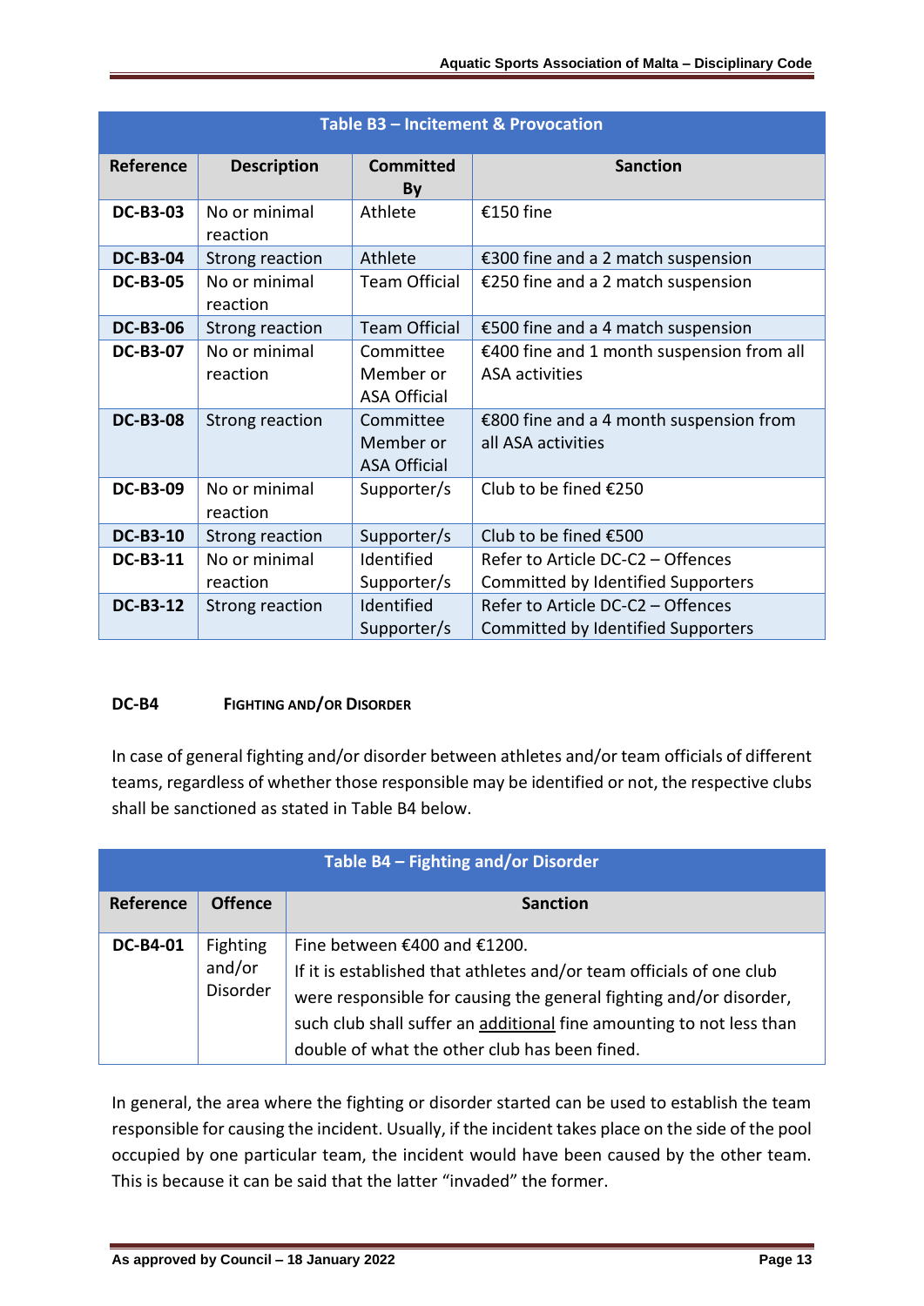| Table B3 – Incitement & Provocation | | | |
|---|---|---|---|
| **Reference** | **Description** | **Committed By** | **Sanction** |
| **DC-B3-03** | No or minimal reaction | Athlete | €150 fine |
| **DC-B3-04** | Strong reaction | Athlete | €300 fine and a 2 match suspension |
| **DC-B3-05** | No or minimal reaction | Team Official | €250 fine and a 2 match suspension |
| **DC-B3-06** | Strong reaction | Team Official | €500 fine and a 4 match suspension |
| **DC-B3-07** | No or minimal reaction | Committee Member or ASA Official | €400 fine and 1 month suspension from all ASA activities |
| **DC-B3-08** | Strong reaction | Committee Member or ASA Official | €800 fine and a 4 month suspension from all ASA activities |
| **DC-B3-09** | No or minimal reaction | Supporter/s | Club to be fined €250 |
| **DC-B3-10** | Strong reaction | Supporter/s | Club to be fined €500 |
| **DC-B3-11** | No or minimal reaction | Identified Supporter/s | Refer to Article DC-C2 – Offences Committed by Identified Supporters |
| **DC-B3-12** | Strong reaction | Identified Supporter/s | Refer to Article DC-C2 – Offences Committed by Identified Supporters |

### DC-B4 FIGHTING AND/OR DISORDER

In case of general fighting and/or disorder between athletes and/or team officials of different teams, regardless of whether those responsible may be identified or not, the respective clubs shall be sanctioned as stated in Table B4 below.

| Table B4 – Fighting and/or Disorder | | |
|---|---|---|
| **Reference** | **Offence** | **Sanction** |
| **DC-B4-01** | Fighting and/or Disorder | Fine between €400 and €1200. If it is established that athletes and/or team officials of one club were responsible for causing the general fighting and/or disorder, such club shall suffer an additional fine amounting to not less than double of what the other club has been fined. |

In general, the area where the fighting or disorder started can be used to establish the team responsible for causing the incident. Usually, if the incident takes place on the side of the pool occupied by one particular team, the incident would have been caused by the other team. This is because it can be said that the latter "invaded" the former.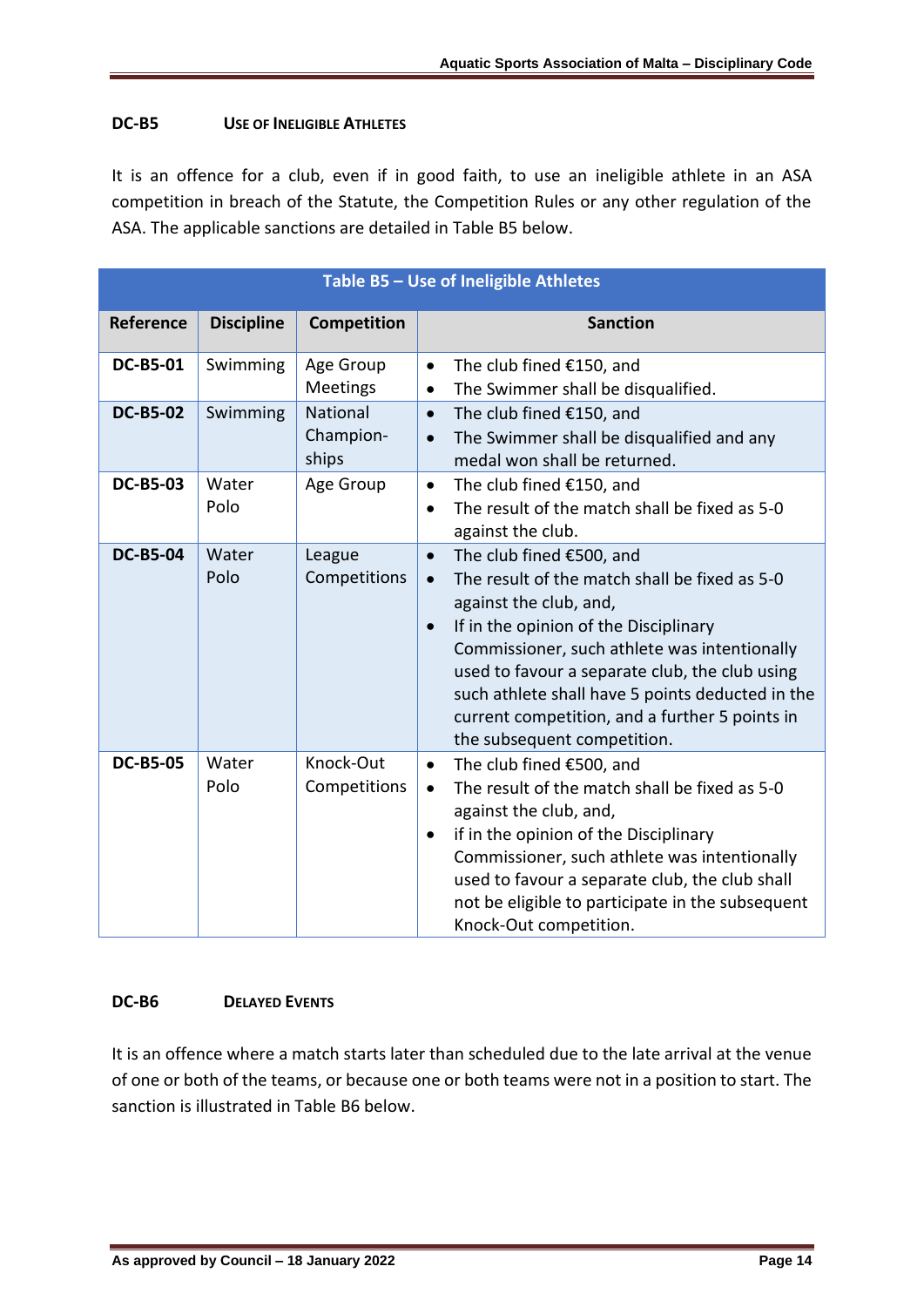### DC-B5 USE OF INELIGIBLE ATHLETES

It is an offence for a club, even if in good faith, to use an ineligible athlete in an ASA competition in breach of the Statute, the Competition Rules or any other regulation of the ASA. The applicable sanctions are detailed in Table B5 below.

| Table B5 – Use of Ineligible Athletes | | | |
|---|---|---|---|
| **Reference** | **Discipline** | **Competition** | **Sanction** |
| **DC-B5-01** | Swimming | Age Group Meetings | • The club fined €150, and<br>• The Swimmer shall be disqualified. |
| **DC-B5-02** | Swimming | National Champion-ships | • The club fined €150, and<br>• The Swimmer shall be disqualified and any medal won shall be returned. |
| **DC-B5-03** | Water Polo | Age Group | • The club fined €150, and<br>• The result of the match shall be fixed as 5-0 against the club. |
| **DC-B5-04** | Water Polo | League Competitions | • The club fined €500, and<br>• The result of the match shall be fixed as 5-0 against the club, and,<br>• If in the opinion of the Disciplinary Commissioner, such athlete was intentionally used to favour a separate club, the club using such athlete shall have 5 points deducted in the current competition, and a further 5 points in the subsequent competition. |
| **DC-B5-05** | Water Polo | Knock-Out Competitions | • The club fined €500, and<br>• The result of the match shall be fixed as 5-0 against the club, and,<br>• if in the opinion of the Disciplinary Commissioner, such athlete was intentionally used to favour a separate club, the club shall not be eligible to participate in the subsequent Knock-Out competition. |

### DC-B6 DELAYED EVENTS

It is an offence where a match starts later than scheduled due to the late arrival at the venue of one or both of the teams, or because one or both teams were not in a position to start. The sanction is illustrated in Table B6 below.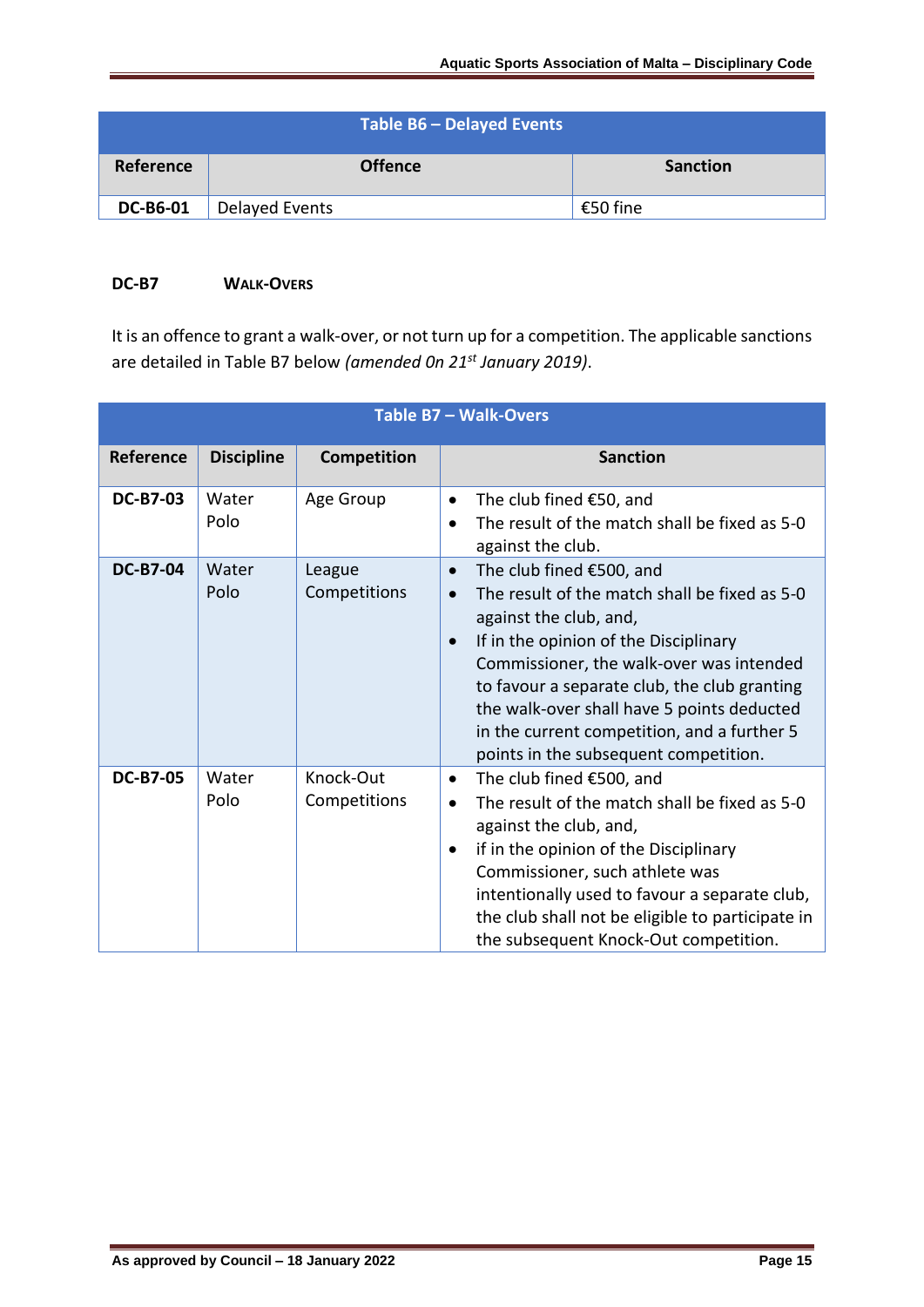| Table B6 – Delayed Events | | |
|---|---|---|
| **Reference** | **Offence** | **Sanction** |
| **DC-B6-01** | Delayed Events | €50 fine |

**DC-B7 WALK-OVERS**

It is an offence to grant a walk-over, or not turn up for a competition. The applicable sanctions are detailed in Table B7 below *(amended On 21st January 2019)*.

| Table B7 – Walk-Overs | | | |
|---|---|---|---|
| **Reference** | **Discipline** | **Competition** | **Sanction** |
| **DC-B7-03** | Water Polo | Age Group | • The club fined €50, and<br>• The result of the match shall be fixed as 5-0 against the club. |
| **DC-B7-04** | Water Polo | League Competitions | • The club fined €500, and<br>• The result of the match shall be fixed as 5-0 against the club, and,<br>• If in the opinion of the Disciplinary Commissioner, the walk-over was intended to favour a separate club, the club granting the walk-over shall have 5 points deducted in the current competition, and a further 5 points in the subsequent competition. |
| **DC-B7-05** | Water Polo | Knock-Out Competitions | • The club fined €500, and<br>• The result of the match shall be fixed as 5-0 against the club, and,<br>• if in the opinion of the Disciplinary Commissioner, such athlete was intentionally used to favour a separate club, the club shall not be eligible to participate in the subsequent Knock-Out competition. |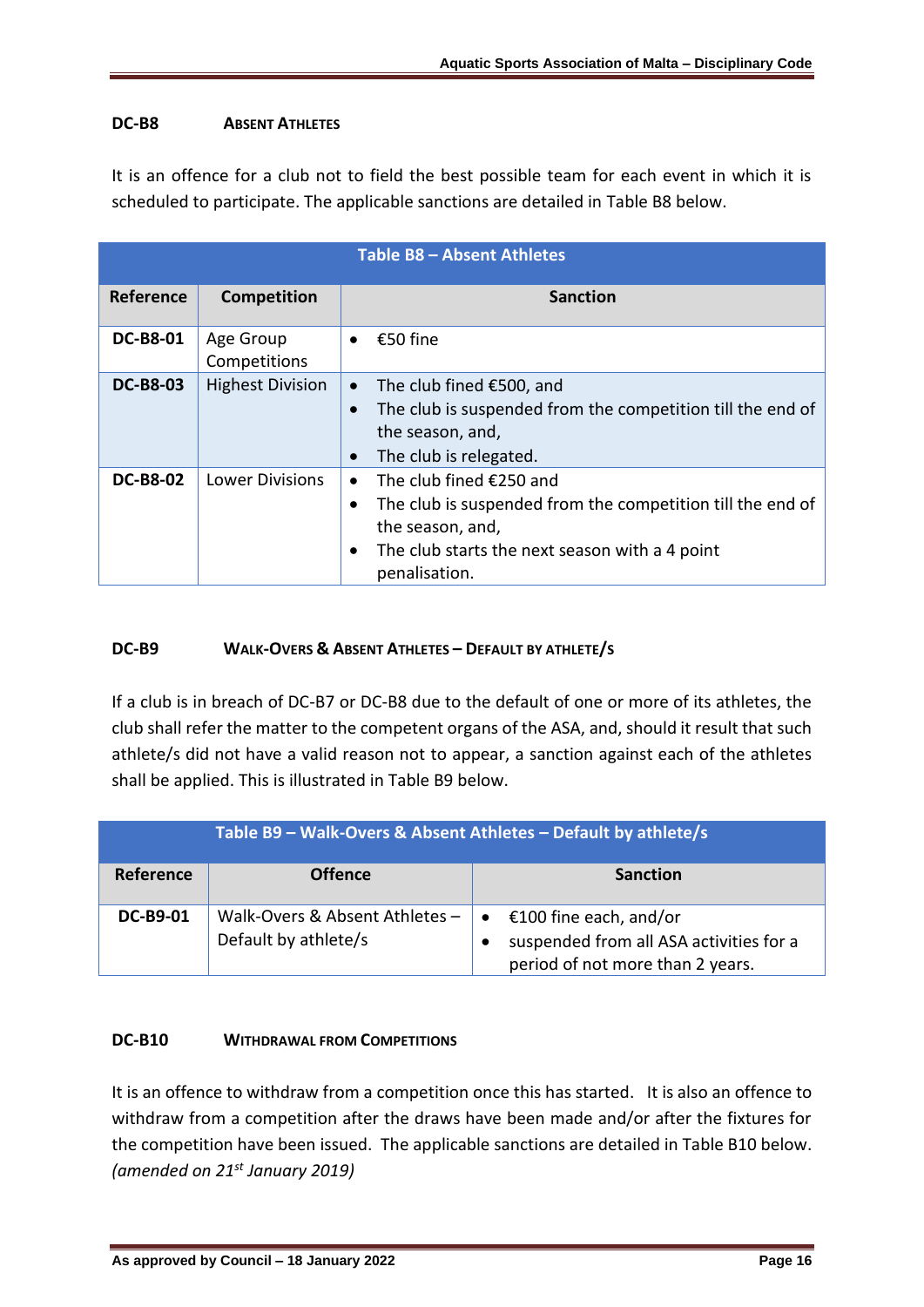### DC-B8 Absent Athletes

It is an offence for a club not to field the best possible team for each event in which it is scheduled to participate. The applicable sanctions are detailed in Table B8 below.

| Table B8 – Absent Athletes | | |
|---|---|---|
| **Reference** | **Competition** | **Sanction** |
| **DC-B8-01** | Age Group Competitions | • €50 fine |
| **DC-B8-03** | Highest Division | • The club fined €500, and<br>• The club is suspended from the competition till the end of the season, and,<br>• The club is relegated. |
| **DC-B8-02** | Lower Divisions | • The club fined €250 and<br>• The club is suspended from the competition till the end of the season, and,<br>• The club starts the next season with a 4 point penalisation. |

### DC-B9 Walk-Overs & Absent Athletes – Default by Athlete/s

If a club is in breach of DC-B7 or DC-B8 due to the default of one or more of its athletes, the club shall refer the matter to the competent organs of the ASA, and, should it result that such athlete/s did not have a valid reason not to appear, a sanction against each of the athletes shall be applied. This is illustrated in Table B9 below.

| Table B9 – Walk-Overs & Absent Athletes – Default by athlete/s | | |
|---|---|---|
| **Reference** | **Offence** | **Sanction** |
| **DC-B9-01** | Walk-Overs & Absent Athletes – Default by athlete/s | • €100 fine each, and/or<br>• suspended from all ASA activities for a period of not more than 2 years. |

### DC-B10 Withdrawal from Competitions

It is an offence to withdraw from a competition once this has started. It is also an offence to withdraw from a competition after the draws have been made and/or after the fixtures for the competition have been issued. The applicable sanctions are detailed in Table B10 below. *(amended on 21st January 2019)*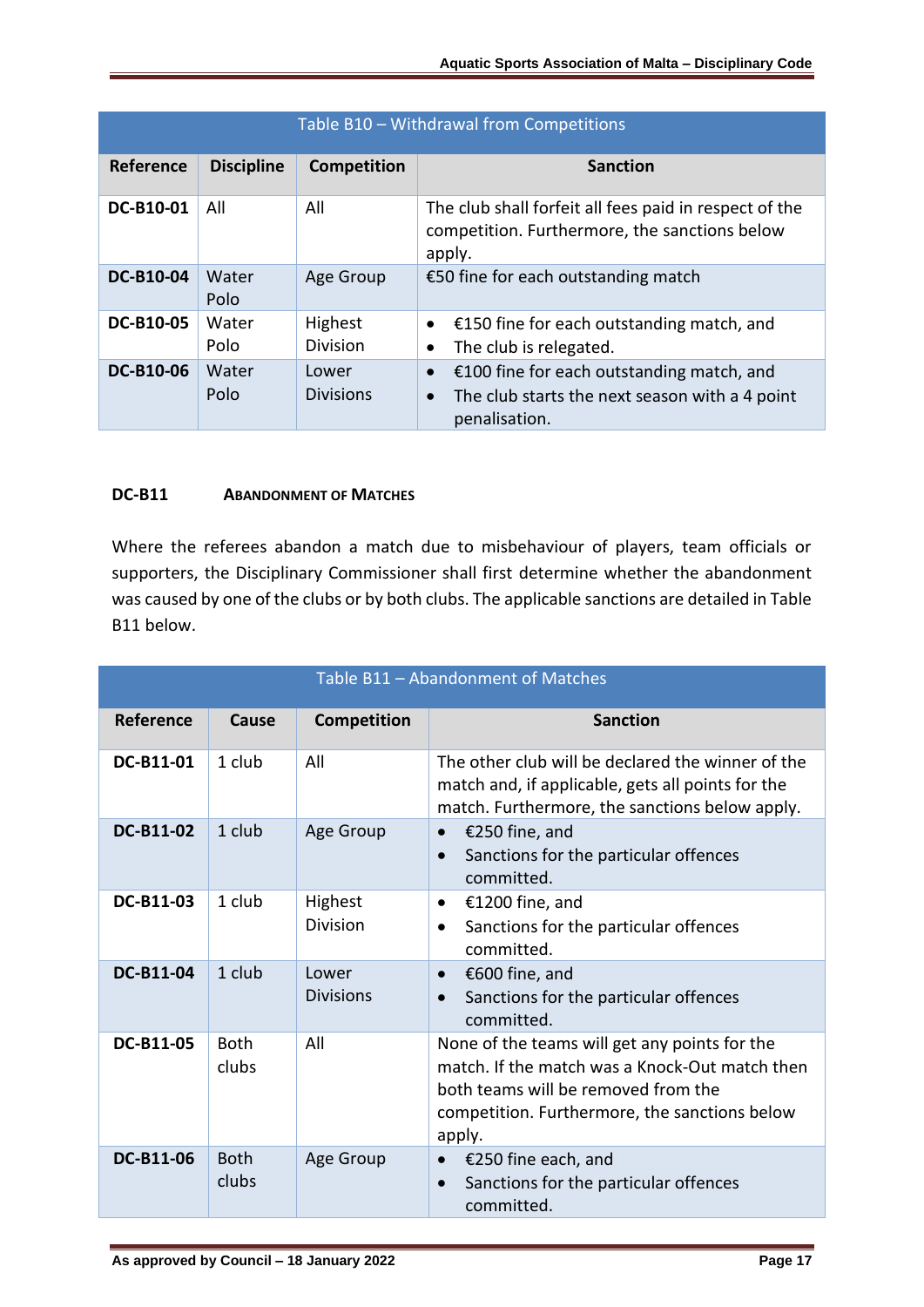| Table B10 – Withdrawal from Competitions | | | |
|---|---|---|---|
| **Reference** | **Discipline** | **Competition** | **Sanction** |
| **DC-B10-01** | All | All | The club shall forfeit all fees paid in respect of the competition. Furthermore, the sanctions below apply. |
| **DC-B10-04** | Water Polo | Age Group | €50 fine for each outstanding match |
| **DC-B10-05** | Water Polo | Highest Division | • €150 fine for each outstanding match, and<br>• The club is relegated. |
| **DC-B10-06** | Water Polo | Lower Divisions | • €100 fine for each outstanding match, and<br>• The club starts the next season with a 4 point penalisation. |

### DC-B11 Abandonment of Matches

Where the referees abandon a match due to misbehaviour of players, team officials or supporters, the Disciplinary Commissioner shall first determine whether the abandonment was caused by one of the clubs or by both clubs. The applicable sanctions are detailed in Table B11 below.

| Table B11 – Abandonment of Matches | | | |
|---|---|---|---|
| **Reference** | **Cause** | **Competition** | **Sanction** |
| **DC-B11-01** | 1 club | All | The other club will be declared the winner of the match and, if applicable, gets all points for the match. Furthermore, the sanctions below apply. |
| **DC-B11-02** | 1 club | Age Group | • €250 fine, and<br>• Sanctions for the particular offences committed. |
| **DC-B11-03** | 1 club | Highest Division | • €1200 fine, and<br>• Sanctions for the particular offences committed. |
| **DC-B11-04** | 1 club | Lower Divisions | • €600 fine, and<br>• Sanctions for the particular offences committed. |
| **DC-B11-05** | Both clubs | All | None of the teams will get any points for the match. If the match was a Knock-Out match then both teams will be removed from the competition. Furthermore, the sanctions below apply. |
| **DC-B11-06** | Both clubs | Age Group | • €250 fine each, and<br>• Sanctions for the particular offences committed. |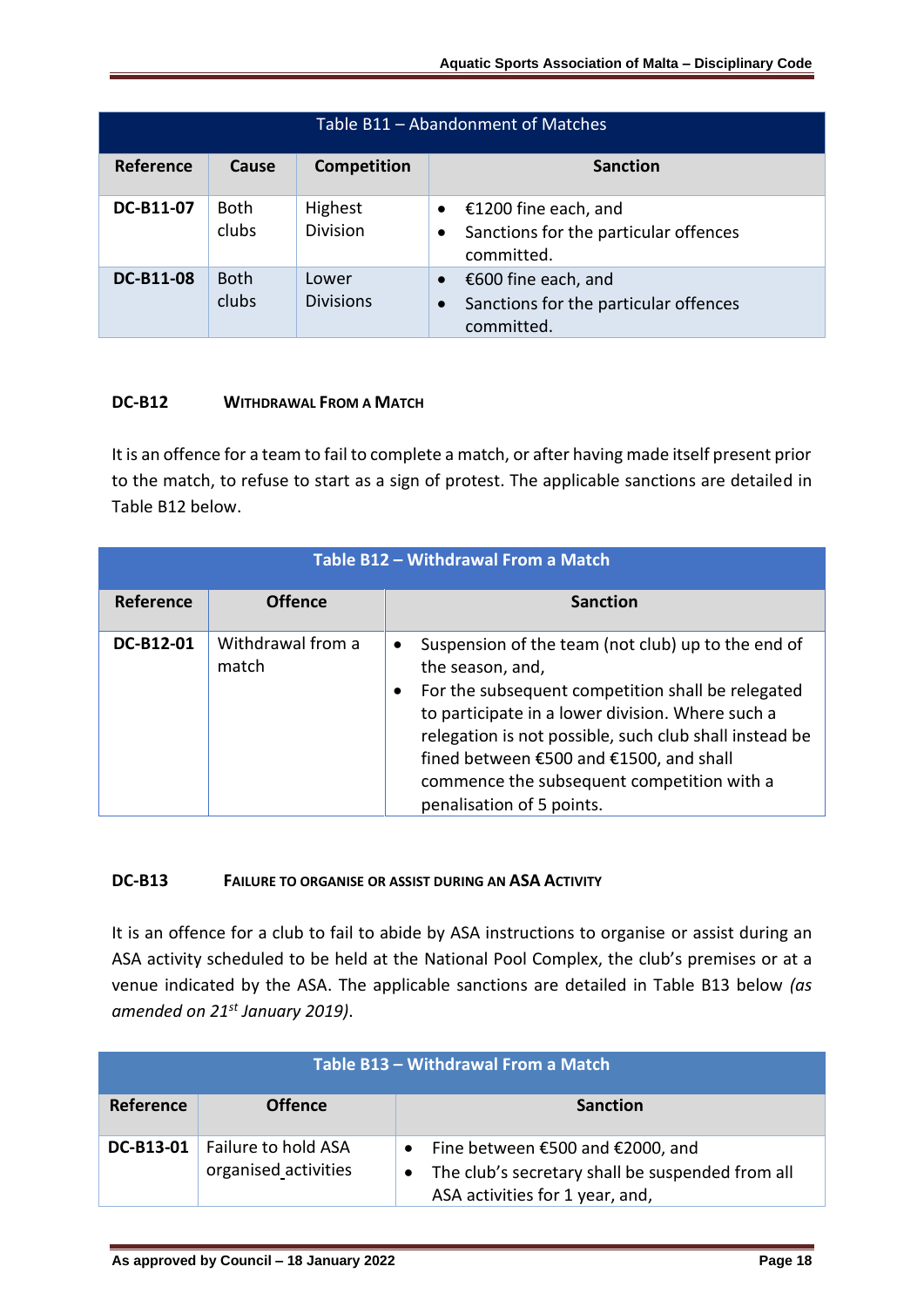| Table B11 – Abandonment of Matches | | | |
|---|---|---|---|
| **Reference** | **Cause** | **Competition** | **Sanction** |
| **DC-B11-07** | Both clubs | Highest Division | • €1200 fine each, and<br>• Sanctions for the particular offences committed. |
| **DC-B11-08** | Both clubs | Lower Divisions | • €600 fine each, and<br>• Sanctions for the particular offences committed. |

### DC-B12 WITHDRAWAL FROM A MATCH

It is an offence for a team to fail to complete a match, or after having made itself present prior to the match, to refuse to start as a sign of protest. The applicable sanctions are detailed in Table B12 below.

| Table B12 – Withdrawal From a Match | | |
|---|---|---|
| **Reference** | **Offence** | **Sanction** |
| **DC-B12-01** | Withdrawal from a match | • Suspension of the team (not club) up to the end of the season, and,<br>• For the subsequent competition shall be relegated to participate in a lower division. Where such a relegation is not possible, such club shall instead be fined between €500 and €1500, and shall commence the subsequent competition with a penalisation of 5 points. |

### DC-B13 FAILURE TO ORGANISE OR ASSIST DURING AN ASA ACTIVITY

It is an offence for a club to fail to abide by ASA instructions to organise or assist during an ASA activity scheduled to be held at the National Pool Complex, the club's premises or at a venue indicated by the ASA. The applicable sanctions are detailed in Table B13 below *(as amended on 21st January 2019)*.

| Table B13 – Withdrawal From a Match | | |
|---|---|---|
| **Reference** | **Offence** | **Sanction** |
| **DC-B13-01** | Failure to hold ASA organised activities | • Fine between €500 and €2000, and<br>• The club's secretary shall be suspended from all ASA activities for 1 year, and, |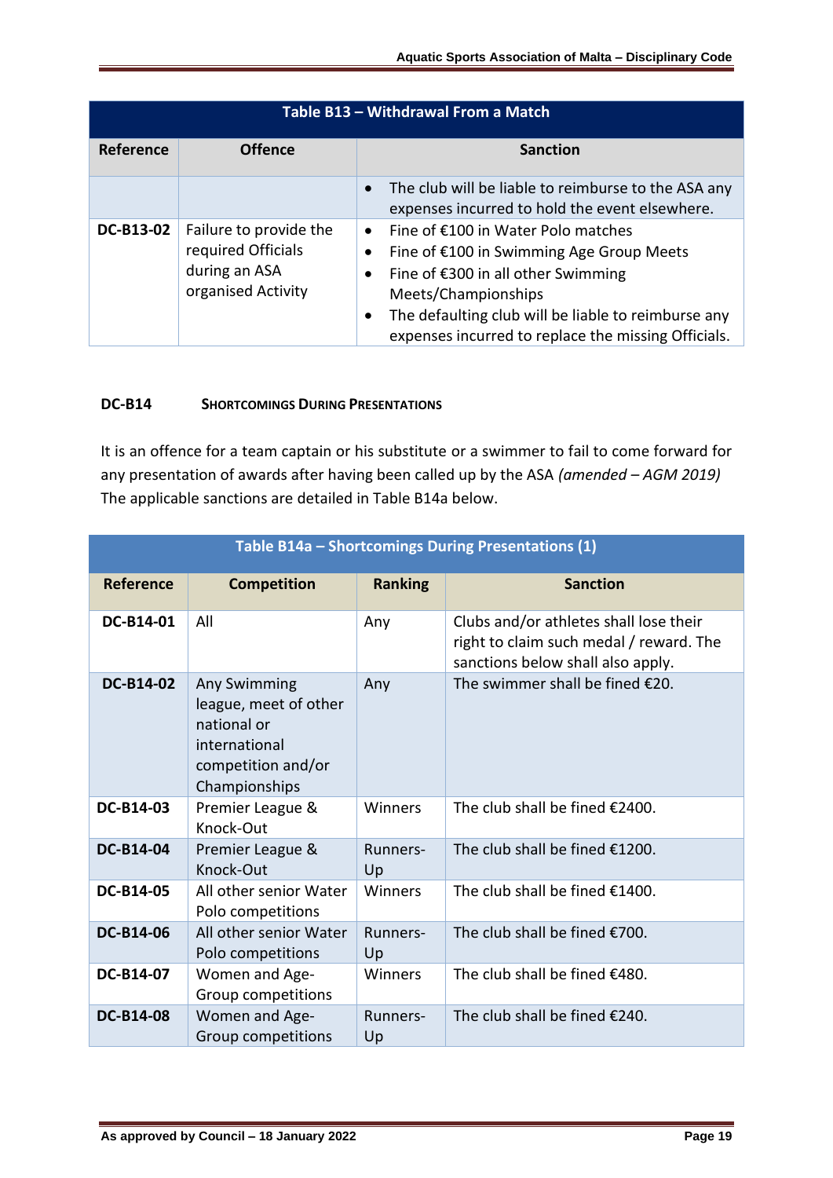| Table B13 – Withdrawal From a Match | | |
|---|---|---|
| **Reference** | **Offence** | **Sanction** |
| | | • The club will be liable to reimburse to the ASA any expenses incurred to hold the event elsewhere. |
| **DC-B13-02** | Failure to provide the required Officials during an ASA organised Activity | • Fine of €100 in Water Polo matches<br>• Fine of €100 in Swimming Age Group Meets<br>• Fine of €300 in all other Swimming Meets/Championships<br>• The defaulting club will be liable to reimburse any expenses incurred to replace the missing Officials. |

### DC-B14 SHORTCOMINGS DURING PRESENTATIONS

It is an offence for a team captain or his substitute or a swimmer to fail to come forward for any presentation of awards after having been called up by the ASA *(amended – AGM 2019)* The applicable sanctions are detailed in Table B14a below.

| Table B14a – Shortcomings During Presentations (1) | | | |
|---|---|---|---|
| **Reference** | **Competition** | **Ranking** | **Sanction** |
| **DC-B14-01** | All | Any | Clubs and/or athletes shall lose their right to claim such medal / reward. The sanctions below shall also apply. |
| **DC-B14-02** | Any Swimming league, meet of other national or international competition and/or Championships | Any | The swimmer shall be fined €20. |
| **DC-B14-03** | Premier League & Knock-Out | Winners | The club shall be fined €2400. |
| **DC-B14-04** | Premier League & Knock-Out | Runners-Up | The club shall be fined €1200. |
| **DC-B14-05** | All other senior Water Polo competitions | Winners | The club shall be fined €1400. |
| **DC-B14-06** | All other senior Water Polo competitions | Runners-Up | The club shall be fined €700. |
| **DC-B14-07** | Women and Age-Group competitions | Winners | The club shall be fined €480. |
| **DC-B14-08** | Women and Age-Group competitions | Runners-Up | The club shall be fined €240. |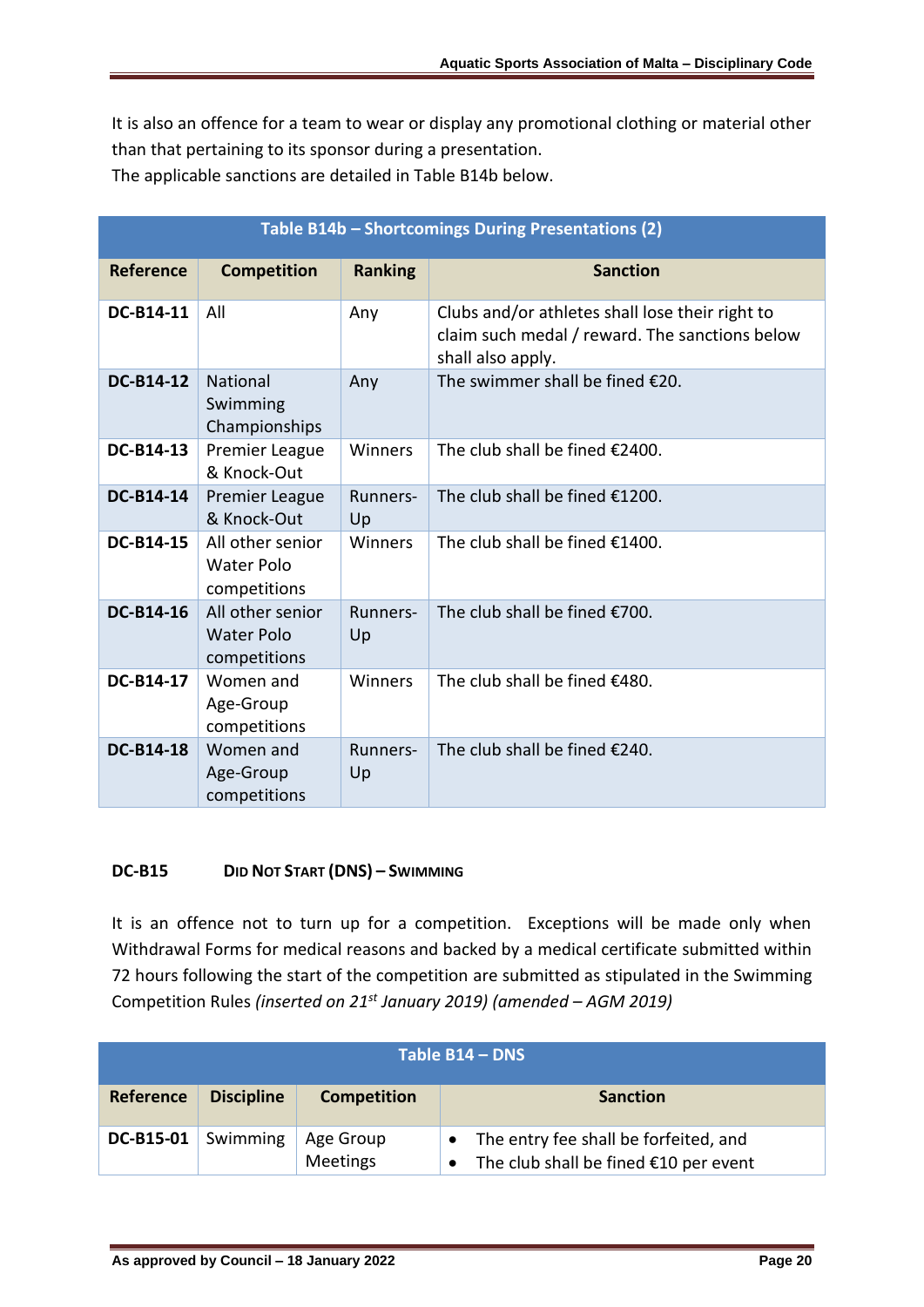It is also an offence for a team to wear or display any promotional clothing or material other than that pertaining to its sponsor during a presentation.
The applicable sanctions are detailed in Table B14b below.

**Table B14b – Shortcomings During Presentations (2)**

| Reference | Competition | Ranking | Sanction |
|---|---|---|---|
| **DC-B14-11** | All | Any | Clubs and/or athletes shall lose their right to claim such medal / reward. The sanctions below shall also apply. |
| **DC-B14-12** | National Swimming Championships | Any | The swimmer shall be fined €20. |
| **DC-B14-13** | Premier League & Knock-Out | Winners | The club shall be fined €2400. |
| **DC-B14-14** | Premier League & Knock-Out | Runners-Up | The club shall be fined €1200. |
| **DC-B14-15** | All other senior Water Polo competitions | Winners | The club shall be fined €1400. |
| **DC-B14-16** | All other senior Water Polo competitions | Runners-Up | The club shall be fined €700. |
| **DC-B14-17** | Women and Age-Group competitions | Winners | The club shall be fined €480. |
| **DC-B14-18** | Women and Age-Group competitions | Runners-Up | The club shall be fined €240. |

### DC-B15 Did Not Start (DNS) – Swimming

It is an offence not to turn up for a competition. Exceptions will be made only when Withdrawal Forms for medical reasons and backed by a medical certificate submitted within 72 hours following the start of the competition are submitted as stipulated in the Swimming Competition Rules *(inserted on 21st January 2019) (amended – AGM 2019)*

**Table B14 – DNS**

| Reference | Discipline | Competition | Sanction |
|---|---|---|---|
| **DC-B15-01** | Swimming | Age Group Meetings | • The entry fee shall be forfeited, and<br>• The club shall be fined €10 per event |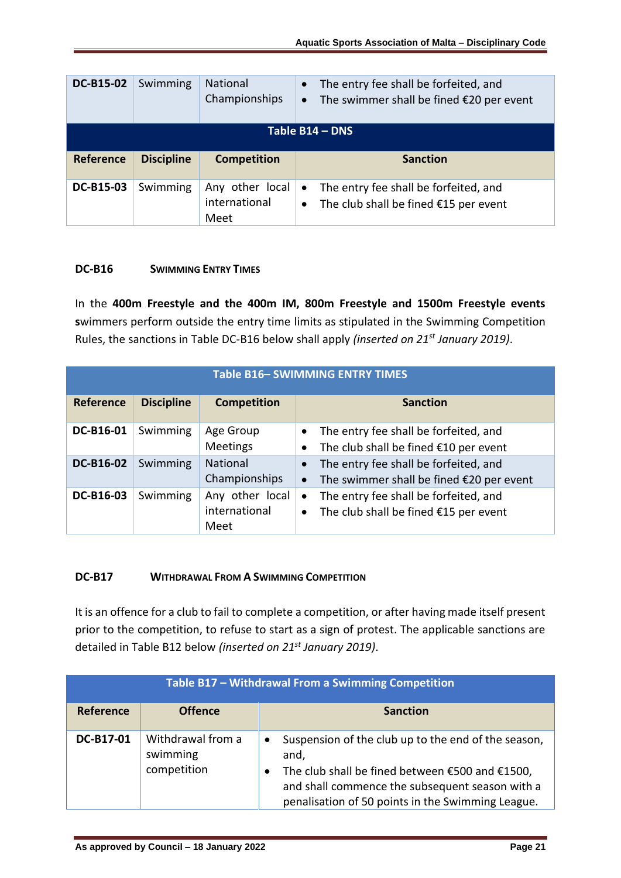| DC-B15-02 | Swimming | National Championships | • The entry fee shall be forfeited, and<br>• The swimmer shall be fined €20 per event |
|---|---|---|---|

| Table B14 – DNS | | | |
|---|---|---|---|
| **Reference** | **Discipline** | **Competition** | **Sanction** |
| **DC-B15-03** | Swimming | Any other local international Meet | • The entry fee shall be forfeited, and<br>• The club shall be fined €15 per event |

#### DC-B16 SWIMMING ENTRY TIMES

In the **400m Freestyle and the 400m IM, 800m Freestyle and 1500m Freestyle events s**wimmers perform outside the entry time limits as stipulated in the Swimming Competition Rules, the sanctions in Table DC-B16 below shall apply *(inserted on 21st January 2019)*.

| Table B16– SWIMMING ENTRY TIMES | | | |
|---|---|---|---|
| **Reference** | **Discipline** | **Competition** | **Sanction** |
| **DC-B16-01** | Swimming | Age Group Meetings | • The entry fee shall be forfeited, and<br>• The club shall be fined €10 per event |
| **DC-B16-02** | Swimming | National Championships | • The entry fee shall be forfeited, and<br>• The swimmer shall be fined €20 per event |
| **DC-B16-03** | Swimming | Any other local international Meet | • The entry fee shall be forfeited, and<br>• The club shall be fined €15 per event |

#### DC-B17 WITHDRAWAL FROM A SWIMMING COMPETITION

It is an offence for a club to fail to complete a competition, or after having made itself present prior to the competition, to refuse to start as a sign of protest. The applicable sanctions are detailed in Table B12 below *(inserted on 21st January 2019)*.

| Table B17 – Withdrawal From a Swimming Competition | | |
|---|---|---|
| **Reference** | **Offence** | **Sanction** |
| **DC-B17-01** | Withdrawal from a swimming competition | • Suspension of the club up to the end of the season, and,<br>• The club shall be fined between €500 and €1500, and shall commence the subsequent season with a penalisation of 50 points in the Swimming League. |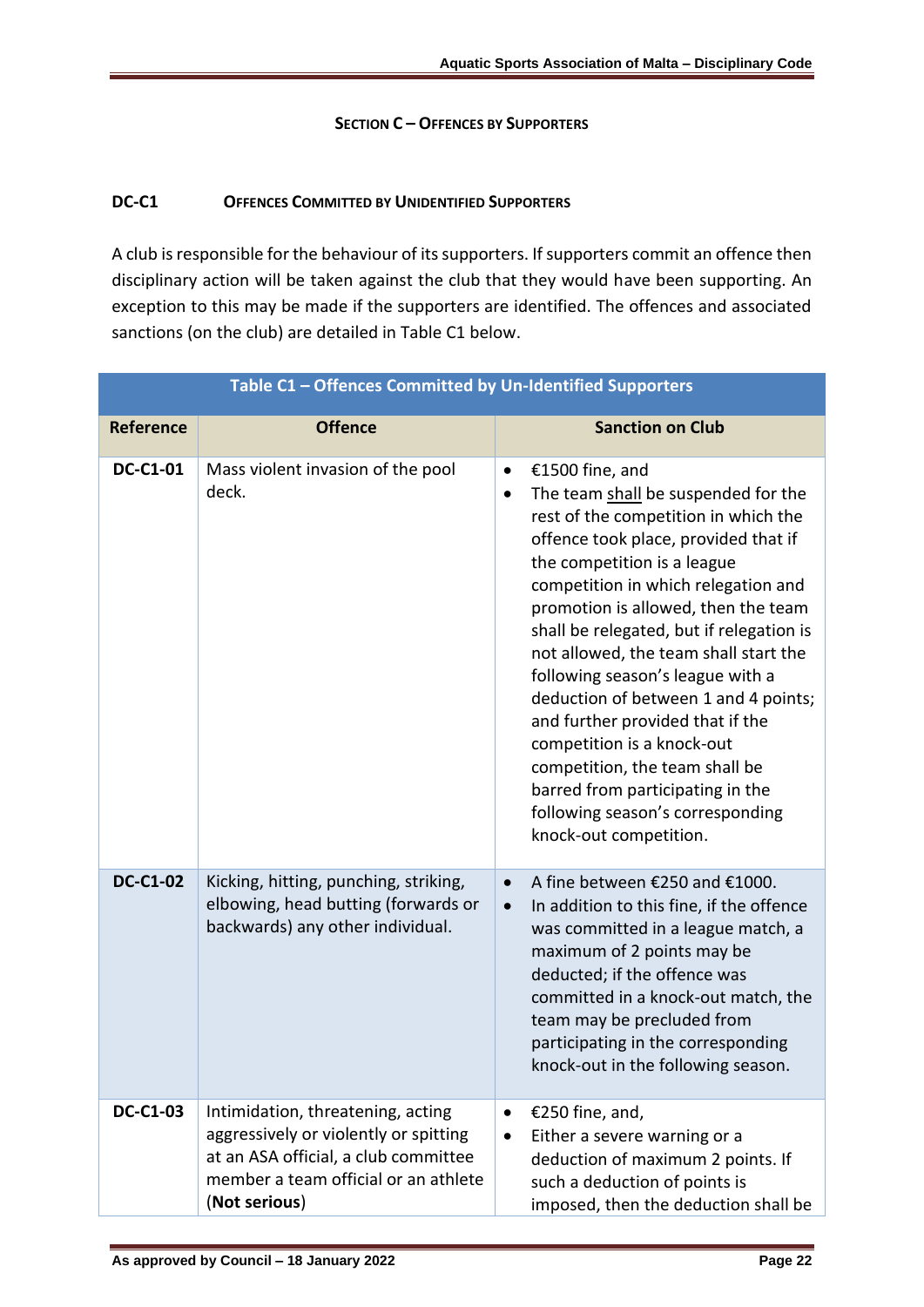## Section C – Offences by Supporters

### DC-C1 Offences Committed by Unidentified Supporters

A club is responsible for the behaviour of its supporters. If supporters commit an offence then disciplinary action will be taken against the club that they would have been supporting. An exception to this may be made if the supporters are identified. The offences and associated sanctions (on the club) are detailed in Table C1 below.

| Table C1 – Offences Committed by Un-Identified Supporters | | |
|---|---|---|
| **Reference** | **Offence** | **Sanction on Club** |
| **DC-C1-01** | Mass violent invasion of the pool deck. | • €1500 fine, and<br>• The team shall be suspended for the rest of the competition in which the offence took place, provided that if the competition is a league competition in which relegation and promotion is allowed, then the team shall be relegated, but if relegation is not allowed, the team shall start the following season's league with a deduction of between 1 and 4 points; and further provided that if the competition is a knock-out competition, the team shall be barred from participating in the following season's corresponding knock-out competition. |
| **DC-C1-02** | Kicking, hitting, punching, striking, elbowing, head butting (forwards or backwards) any other individual. | • A fine between €250 and €1000.<br>• In addition to this fine, if the offence was committed in a league match, a maximum of 2 points may be deducted; if the offence was committed in a knock-out match, the team may be precluded from participating in the corresponding knock-out in the following season. |
| **DC-C1-03** | Intimidation, threatening, acting aggressively or violently or spitting at an ASA official, a club committee member a team official or an athlete (**Not serious**) | • €250 fine, and,<br>• Either a severe warning or a deduction of maximum 2 points. If such a deduction of points is imposed, then the deduction shall be |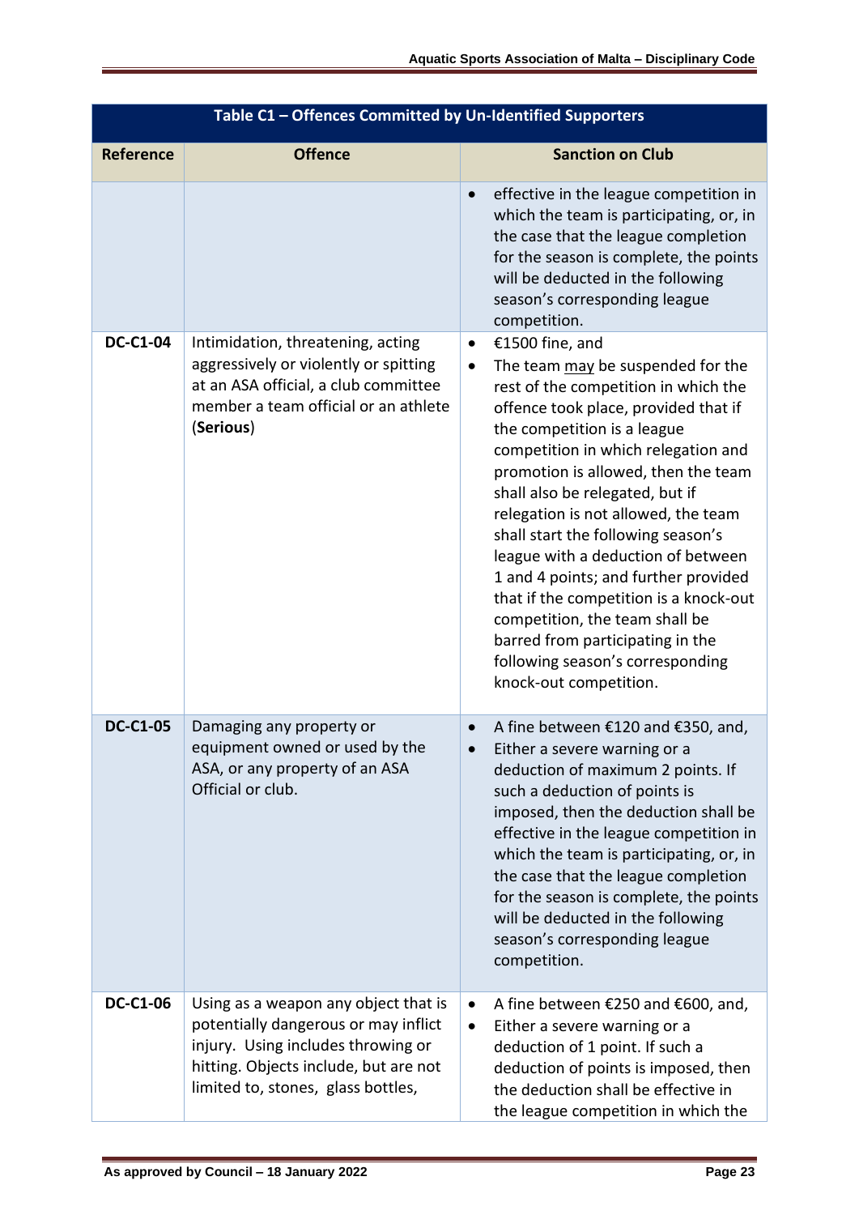| Table C1 – Offences Committed by Un-Identified Supporters | | |
|---|---|---|
| **Reference** | **Offence** | **Sanction on Club** |
| | | • effective in the league competition in which the team is participating, or, in the case that the league completion for the season is complete, the points will be deducted in the following season's corresponding league competition. |
| **DC-C1-04** | Intimidation, threatening, acting aggressively or violently or spitting at an ASA official, a club committee member a team official or an athlete (**Serious**) | • €1500 fine, and<br>• The team may be suspended for the rest of the competition in which the offence took place, provided that if the competition is a league competition in which relegation and promotion is allowed, then the team shall also be relegated, but if relegation is not allowed, the team shall start the following season's league with a deduction of between 1 and 4 points; and further provided that if the competition is a knock-out competition, the team shall be barred from participating in the following season's corresponding knock-out competition. |
| **DC-C1-05** | Damaging any property or equipment owned or used by the ASA, or any property of an ASA Official or club. | • A fine between €120 and €350, and,<br>• Either a severe warning or a deduction of maximum 2 points. If such a deduction of points is imposed, then the deduction shall be effective in the league competition in which the team is participating, or, in the case that the league completion for the season is complete, the points will be deducted in the following season's corresponding league competition. |
| **DC-C1-06** | Using as a weapon any object that is potentially dangerous or may inflict injury. Using includes throwing or hitting. Objects include, but are not limited to, stones, glass bottles, | • A fine between €250 and €600, and,<br>• Either a severe warning or a deduction of 1 point. If such a deduction of points is imposed, then the deduction shall be effective in the league competition in which the |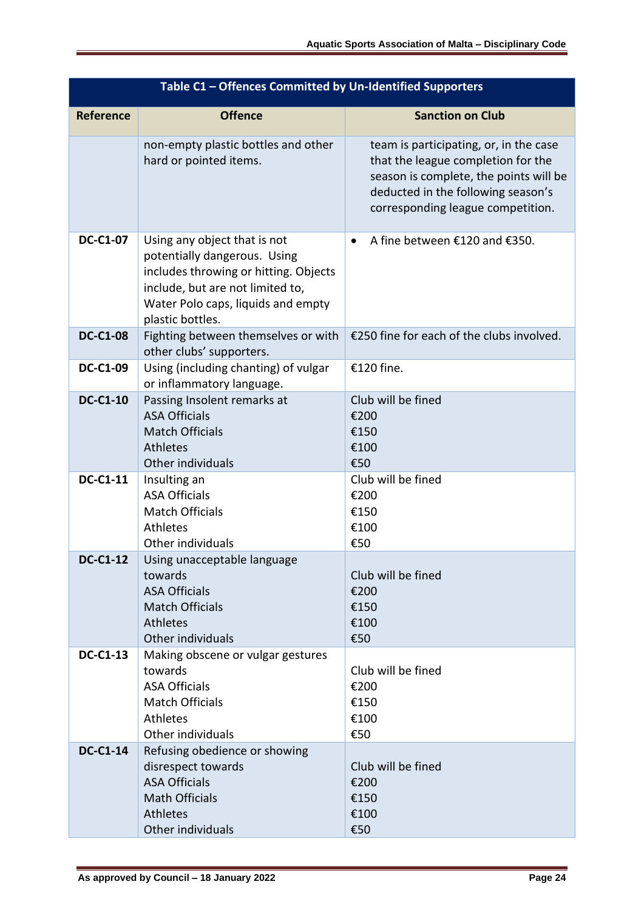| Table C1 – Offences Committed by Un-Identified Supporters | | |
|---|---|---|
| **Reference** | **Offence** | **Sanction on Club** |
| | non-empty plastic bottles and other hard or pointed items. | team is participating, or, in the case that the league completion for the season is complete, the points will be deducted in the following season's corresponding league competition. |
| **DC-C1-07** | Using any object that is not potentially dangerous. Using includes throwing or hitting. Objects include, but are not limited to, Water Polo caps, liquids and empty plastic bottles. | • A fine between €120 and €350. |
| **DC-C1-08** | Fighting between themselves or with other clubs' supporters. | €250 fine for each of the clubs involved. |
| **DC-C1-09** | Using (including chanting) of vulgar or inflammatory language. | €120 fine. |
| **DC-C1-10** | Passing Insolent remarks at<br>ASA Officials<br>Match Officials<br>Athletes<br>Other individuals | Club will be fined<br>€200<br>€150<br>€100<br>€50 |
| **DC-C1-11** | Insulting an<br>ASA Officials<br>Match Officials<br>Athletes<br>Other individuals | Club will be fined<br>€200<br>€150<br>€100<br>€50 |
| **DC-C1-12** | Using unacceptable language towards<br>ASA Officials<br>Match Officials<br>Athletes<br>Other individuals | Club will be fined<br>€200<br>€150<br>€100<br>€50 |
| **DC-C1-13** | Making obscene or vulgar gestures towards<br>ASA Officials<br>Match Officials<br>Athletes<br>Other individuals | Club will be fined<br>€200<br>€150<br>€100<br>€50 |
| **DC-C1-14** | Refusing obedience or showing disrespect towards<br>ASA Officials<br>Math Officials<br>Athletes<br>Other individuals | Club will be fined<br>€200<br>€150<br>€100<br>€50 |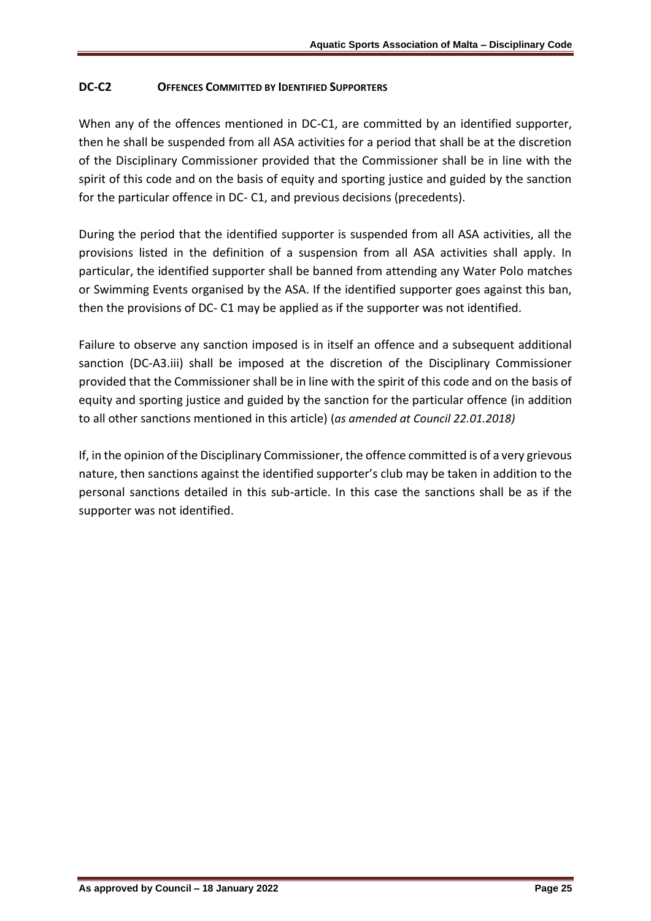### DC-C2 OFFENCES COMMITTED BY IDENTIFIED SUPPORTERS

When any of the offences mentioned in DC-C1, are committed by an identified supporter, then he shall be suspended from all ASA activities for a period that shall be at the discretion of the Disciplinary Commissioner provided that the Commissioner shall be in line with the spirit of this code and on the basis of equity and sporting justice and guided by the sanction for the particular offence in DC- C1, and previous decisions (precedents).

During the period that the identified supporter is suspended from all ASA activities, all the provisions listed in the definition of a suspension from all ASA activities shall apply. In particular, the identified supporter shall be banned from attending any Water Polo matches or Swimming Events organised by the ASA. If the identified supporter goes against this ban, then the provisions of DC- C1 may be applied as if the supporter was not identified.

Failure to observe any sanction imposed is in itself an offence and a subsequent additional sanction (DC-A3.iii) shall be imposed at the discretion of the Disciplinary Commissioner provided that the Commissioner shall be in line with the spirit of this code and on the basis of equity and sporting justice and guided by the sanction for the particular offence (in addition to all other sanctions mentioned in this article) (*as amended at Council 22.01.2018)*

If, in the opinion of the Disciplinary Commissioner, the offence committed is of a very grievous nature, then sanctions against the identified supporter's club may be taken in addition to the personal sanctions detailed in this sub-article. In this case the sanctions shall be as if the supporter was not identified.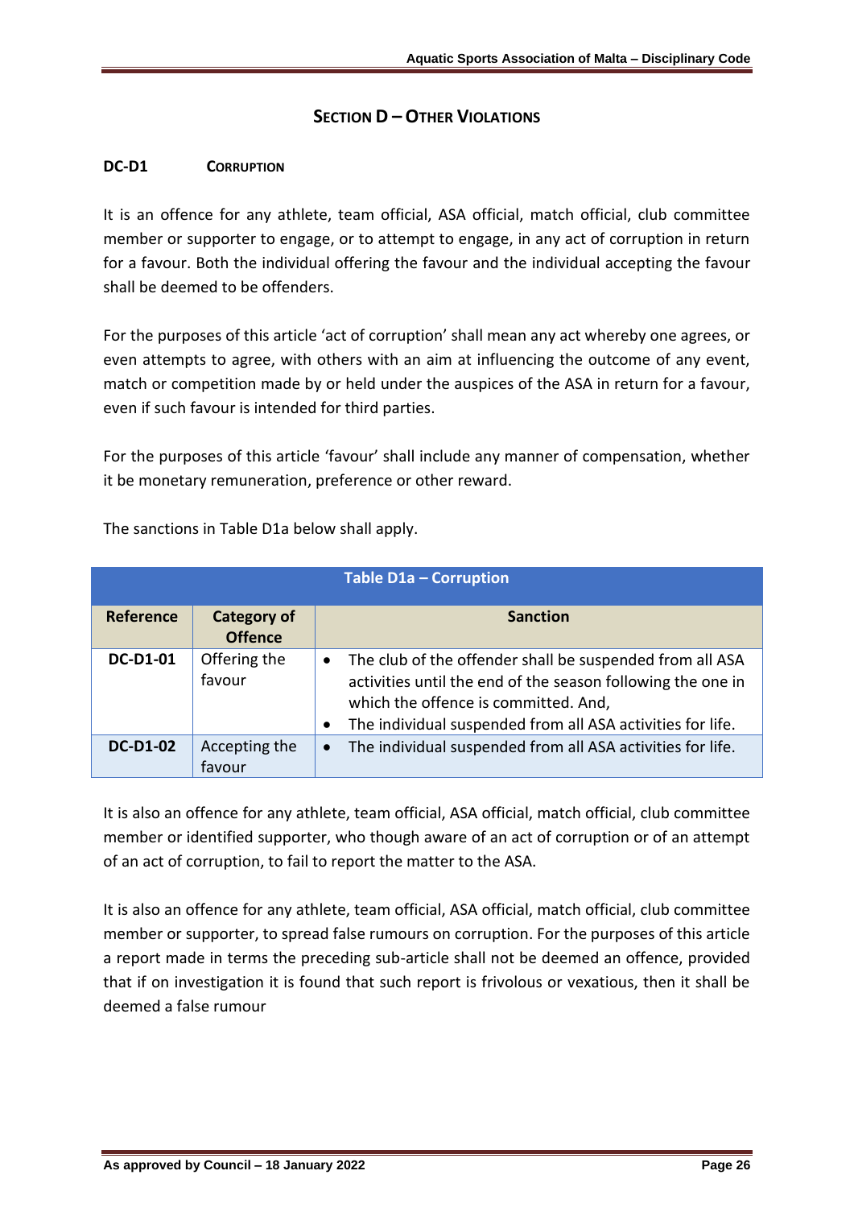## SECTION D – OTHER VIOLATIONS

### DC-D1 CORRUPTION

It is an offence for any athlete, team official, ASA official, match official, club committee member or supporter to engage, or to attempt to engage, in any act of corruption in return for a favour. Both the individual offering the favour and the individual accepting the favour shall be deemed to be offenders.

For the purposes of this article 'act of corruption' shall mean any act whereby one agrees, or even attempts to agree, with others with an aim at influencing the outcome of any event, match or competition made by or held under the auspices of the ASA in return for a favour, even if such favour is intended for third parties.

For the purposes of this article 'favour' shall include any manner of compensation, whether it be monetary remuneration, preference or other reward.

The sanctions in Table D1a below shall apply.

**Table D1a – Corruption**

| Reference | Category of Offence | Sanction |
|---|---|---|
| DC-D1-01 | Offering the favour | • The club of the offender shall be suspended from all ASA activities until the end of the season following the one in which the offence is committed. And,<br>• The individual suspended from all ASA activities for life. |
| DC-D1-02 | Accepting the favour | • The individual suspended from all ASA activities for life. |

It is also an offence for any athlete, team official, ASA official, match official, club committee member or identified supporter, who though aware of an act of corruption or of an attempt of an act of corruption, to fail to report the matter to the ASA.

It is also an offence for any athlete, team official, ASA official, match official, club committee member or supporter, to spread false rumours on corruption. For the purposes of this article a report made in terms the preceding sub-article shall not be deemed an offence, provided that if on investigation it is found that such report is frivolous or vexatious, then it shall be deemed a false rumour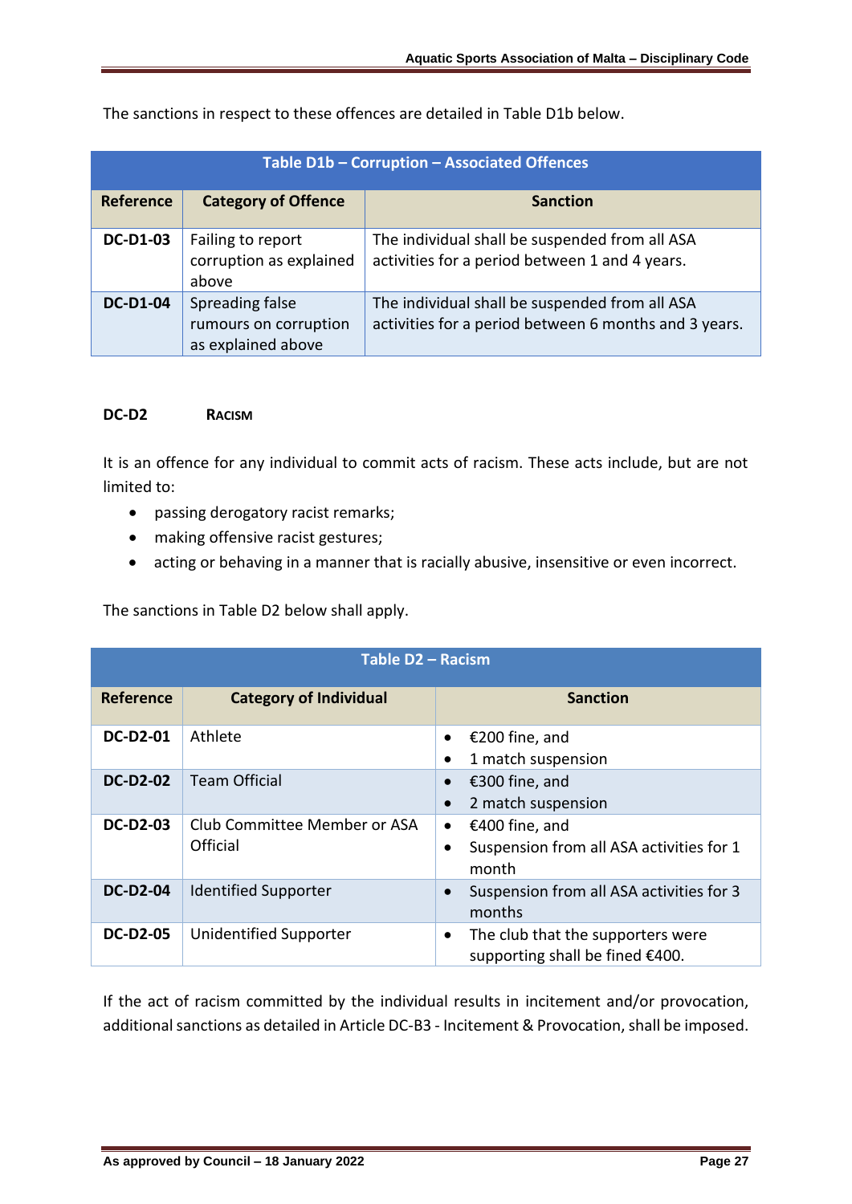The sanctions in respect to these offences are detailed in Table D1b below.

| Table D1b – Corruption – Associated Offences | | |
|---|---|---|
| **Reference** | **Category of Offence** | **Sanction** |
| **DC-D1-03** | Failing to report corruption as explained above | The individual shall be suspended from all ASA activities for a period between 1 and 4 years. |
| **DC-D1-04** | Spreading false rumours on corruption as explained above | The individual shall be suspended from all ASA activities for a period between 6 months and 3 years. |

#### DC-D2 RACISM

It is an offence for any individual to commit acts of racism. These acts include, but are not limited to:

- passing derogatory racist remarks;
- making offensive racist gestures;
- acting or behaving in a manner that is racially abusive, insensitive or even incorrect.

The sanctions in Table D2 below shall apply.

| Table D2 – Racism | | |
|---|---|---|
| **Reference** | **Category of Individual** | **Sanction** |
| **DC-D2-01** | Athlete | • €200 fine, and<br>• 1 match suspension |
| **DC-D2-02** | Team Official | • €300 fine, and<br>• 2 match suspension |
| **DC-D2-03** | Club Committee Member or ASA Official | • €400 fine, and<br>• Suspension from all ASA activities for 1 month |
| **DC-D2-04** | Identified Supporter | • Suspension from all ASA activities for 3 months |
| **DC-D2-05** | Unidentified Supporter | • The club that the supporters were supporting shall be fined €400. |

If the act of racism committed by the individual results in incitement and/or provocation, additional sanctions as detailed in Article DC-B3 - Incitement & Provocation, shall be imposed.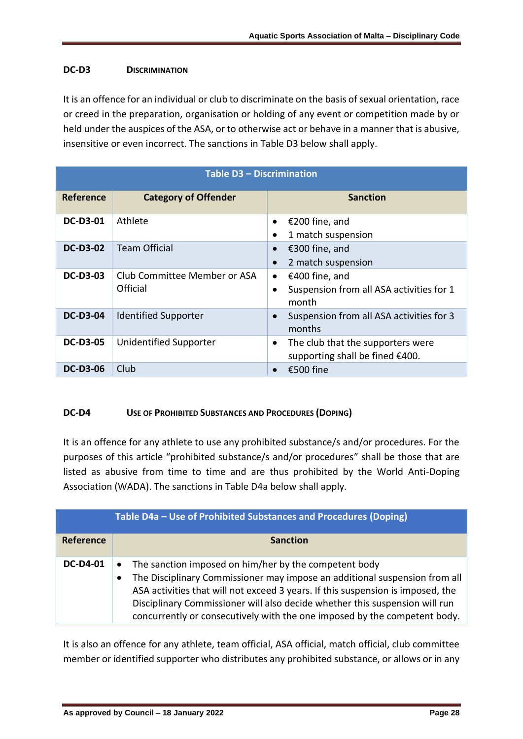### DC-D3 DISCRIMINATION

It is an offence for an individual or club to discriminate on the basis of sexual orientation, race or creed in the preparation, organisation or holding of any event or competition made by or held under the auspices of the ASA, or to otherwise act or behave in a manner that is abusive, insensitive or even incorrect. The sanctions in Table D3 below shall apply.

| Table D3 – Discrimination | | |
|---|---|---|
| **Reference** | **Category of Offender** | **Sanction** |
| **DC-D3-01** | Athlete | • €200 fine, and<br>• 1 match suspension |
| **DC-D3-02** | Team Official | • €300 fine, and<br>• 2 match suspension |
| **DC-D3-03** | Club Committee Member or ASA Official | • €400 fine, and<br>• Suspension from all ASA activities for 1 month |
| **DC-D3-04** | Identified Supporter | • Suspension from all ASA activities for 3 months |
| **DC-D3-05** | Unidentified Supporter | • The club that the supporters were supporting shall be fined €400. |
| **DC-D3-06** | Club | • €500 fine |

### DC-D4 USE OF PROHIBITED SUBSTANCES AND PROCEDURES (DOPING)

It is an offence for any athlete to use any prohibited substance/s and/or procedures. For the purposes of this article "prohibited substance/s and/or procedures" shall be those that are listed as abusive from time to time and are thus prohibited by the World Anti-Doping Association (WADA). The sanctions in Table D4a below shall apply.

| Table D4a – Use of Prohibited Substances and Procedures (Doping) | |
|---|---|
| **Reference** | **Sanction** |
| **DC-D4-01** | • The sanction imposed on him/her by the competent body<br>• The Disciplinary Commissioner may impose an additional suspension from all ASA activities that will not exceed 3 years. If this suspension is imposed, the Disciplinary Commissioner will also decide whether this suspension will run concurrently or consecutively with the one imposed by the competent body. |

It is also an offence for any athlete, team official, ASA official, match official, club committee member or identified supporter who distributes any prohibited substance, or allows or in any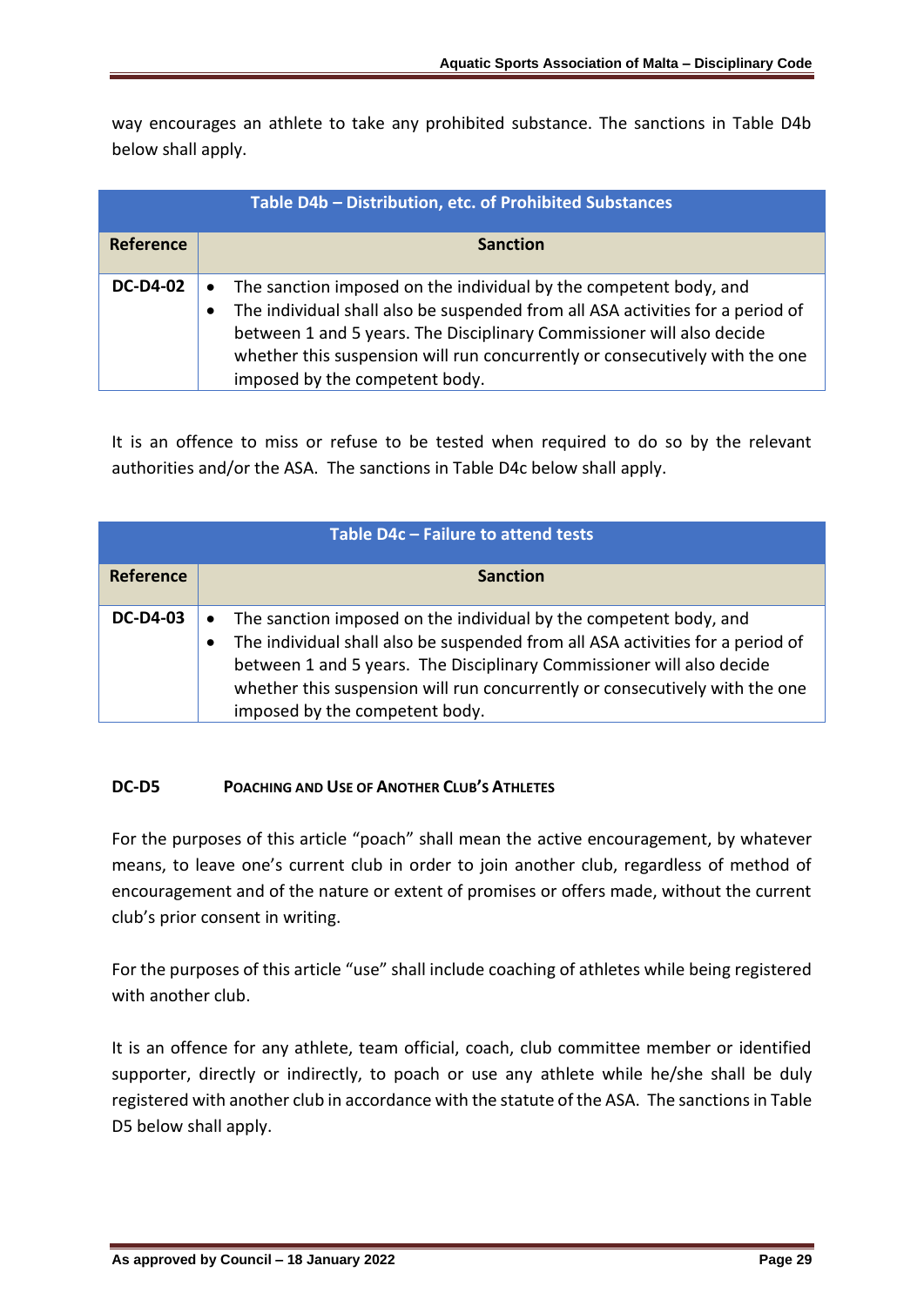way encourages an athlete to take any prohibited substance. The sanctions in Table D4b below shall apply.

| Table D4b – Distribution, etc. of Prohibited Substances | |
|---|---|
| **Reference** | **Sanction** |
| **DC-D4-02** | • The sanction imposed on the individual by the competent body, and<br>• The individual shall also be suspended from all ASA activities for a period of between 1 and 5 years. The Disciplinary Commissioner will also decide whether this suspension will run concurrently or consecutively with the one imposed by the competent body. |

It is an offence to miss or refuse to be tested when required to do so by the relevant authorities and/or the ASA. The sanctions in Table D4c below shall apply.

| Table D4c – Failure to attend tests | |
|---|---|
| **Reference** | **Sanction** |
| **DC-D4-03** | • The sanction imposed on the individual by the competent body, and<br>• The individual shall also be suspended from all ASA activities for a period of between 1 and 5 years. The Disciplinary Commissioner will also decide whether this suspension will run concurrently or consecutively with the one imposed by the competent body. |

### DC-D5 POACHING AND USE OF ANOTHER CLUB'S ATHLETES

For the purposes of this article "poach" shall mean the active encouragement, by whatever means, to leave one's current club in order to join another club, regardless of method of encouragement and of the nature or extent of promises or offers made, without the current club's prior consent in writing.

For the purposes of this article "use" shall include coaching of athletes while being registered with another club.

It is an offence for any athlete, team official, coach, club committee member or identified supporter, directly or indirectly, to poach or use any athlete while he/she shall be duly registered with another club in accordance with the statute of the ASA. The sanctions in Table D5 below shall apply.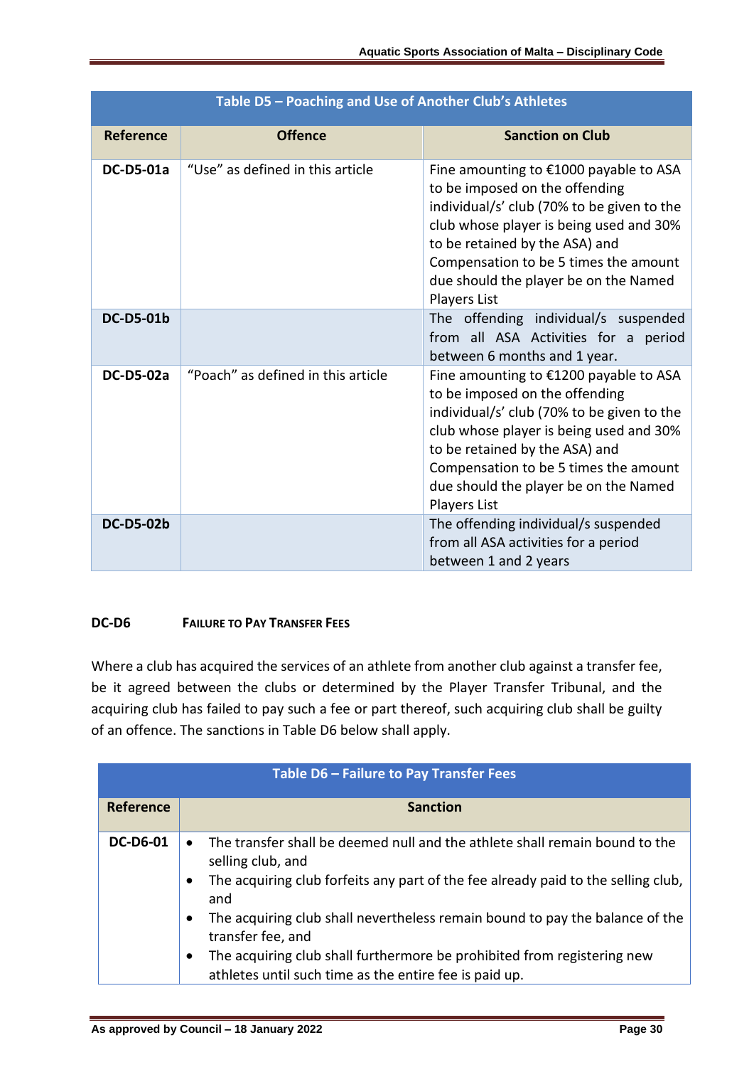| Table D5 – Poaching and Use of Another Club's Athletes | | |
|---|---|---|
| **Reference** | **Offence** | **Sanction on Club** |
| **DC-D5-01a** | "Use" as defined in this article | Fine amounting to €1000 payable to ASA to be imposed on the offending individual/s' club (70% to be given to the club whose player is being used and 30% to be retained by the ASA) and Compensation to be 5 times the amount due should the player be on the Named Players List |
| **DC-D5-01b** | | The offending individual/s suspended from all ASA Activities for a period between 6 months and 1 year. |
| **DC-D5-02a** | "Poach" as defined in this article | Fine amounting to €1200 payable to ASA to be imposed on the offending individual/s' club (70% to be given to the club whose player is being used and 30% to be retained by the ASA) and Compensation to be 5 times the amount due should the player be on the Named Players List |
| **DC-D5-02b** | | The offending individual/s suspended from all ASA activities for a period between 1 and 2 years |

### DC-D6 FAILURE TO PAY TRANSFER FEES

Where a club has acquired the services of an athlete from another club against a transfer fee, be it agreed between the clubs or determined by the Player Transfer Tribunal, and the acquiring club has failed to pay such a fee or part thereof, such acquiring club shall be guilty of an offence. The sanctions in Table D6 below shall apply.

| Table D6 – Failure to Pay Transfer Fees | |
|---|---|
| **Reference** | **Sanction** |
| **DC-D6-01** | • The transfer shall be deemed null and the athlete shall remain bound to the selling club, and<br>• The acquiring club forfeits any part of the fee already paid to the selling club, and<br>• The acquiring club shall nevertheless remain bound to pay the balance of the transfer fee, and<br>• The acquiring club shall furthermore be prohibited from registering new athletes until such time as the entire fee is paid up. |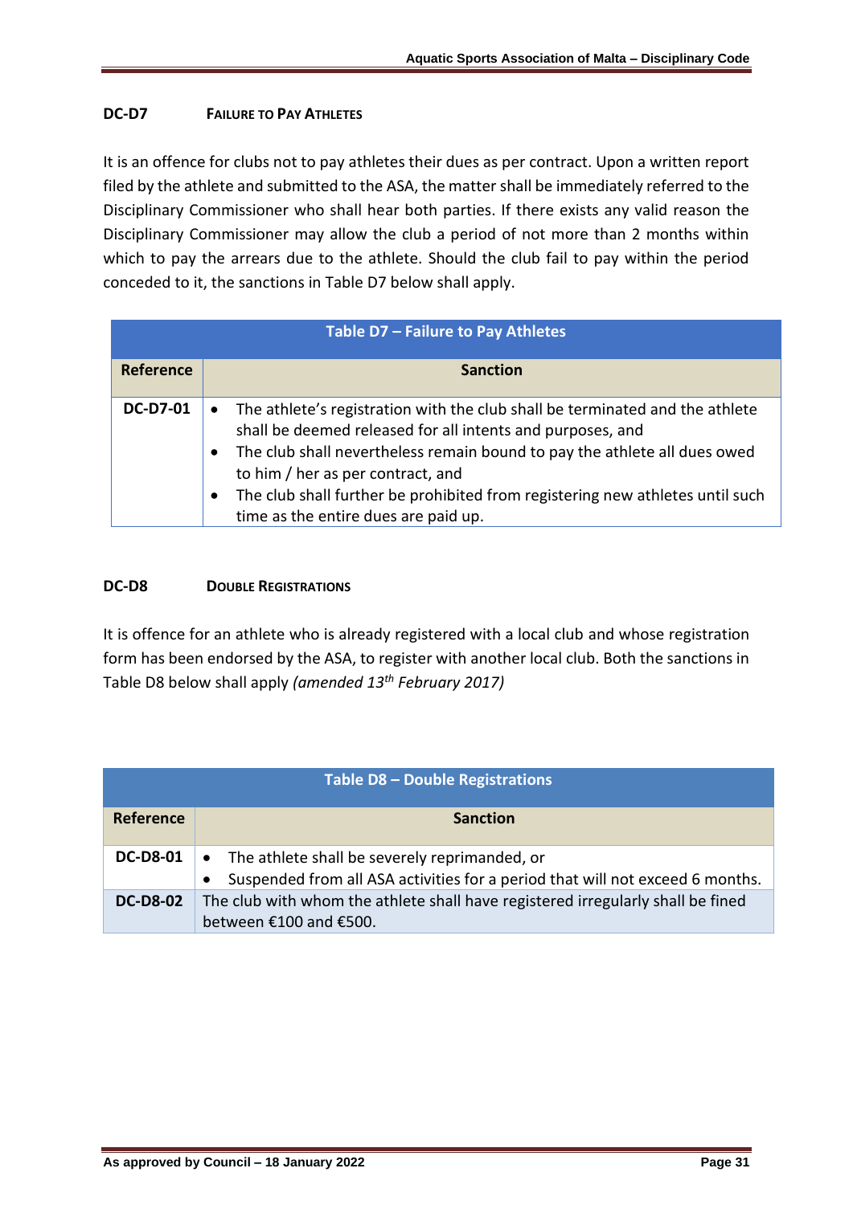### DC-D7 FAILURE TO PAY ATHLETES

It is an offence for clubs not to pay athletes their dues as per contract. Upon a written report filed by the athlete and submitted to the ASA, the matter shall be immediately referred to the Disciplinary Commissioner who shall hear both parties. If there exists any valid reason the Disciplinary Commissioner may allow the club a period of not more than 2 months within which to pay the arrears due to the athlete. Should the club fail to pay within the period conceded to it, the sanctions in Table D7 below shall apply.

| Table D7 – Failure to Pay Athletes | |
|---|---|
| **Reference** | **Sanction** |
| **DC-D7-01** | • The athlete's registration with the club shall be terminated and the athlete shall be deemed released for all intents and purposes, and<br>• The club shall nevertheless remain bound to pay the athlete all dues owed to him / her as per contract, and<br>• The club shall further be prohibited from registering new athletes until such time as the entire dues are paid up. |

### DC-D8 DOUBLE REGISTRATIONS

It is offence for an athlete who is already registered with a local club and whose registration form has been endorsed by the ASA, to register with another local club. Both the sanctions in Table D8 below shall apply *(amended 13th February 2017)*

| Table D8 – Double Registrations | |
|---|---|
| **Reference** | **Sanction** |
| **DC-D8-01** | • The athlete shall be severely reprimanded, or<br>• Suspended from all ASA activities for a period that will not exceed 6 months. |
| **DC-D8-02** | The club with whom the athlete shall have registered irregularly shall be fined between €100 and €500. |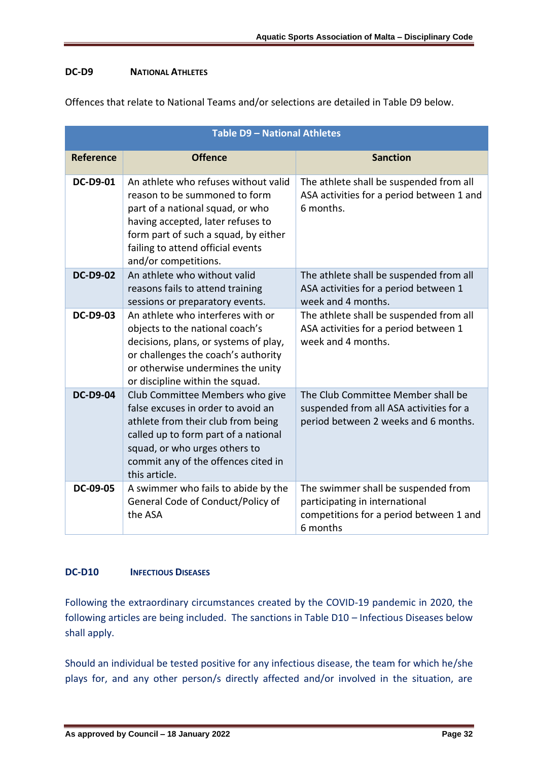### DC-D9 NATIONAL ATHLETES

Offences that relate to National Teams and/or selections are detailed in Table D9 below.

| Table D9 – National Athletes | | |
|---|---|---|
| **Reference** | **Offence** | **Sanction** |
| **DC-D9-01** | An athlete who refuses without valid reason to be summoned to form part of a national squad, or who having accepted, later refuses to form part of such a squad, by either failing to attend official events and/or competitions. | The athlete shall be suspended from all ASA activities for a period between 1 and 6 months. |
| **DC-D9-02** | An athlete who without valid reasons fails to attend training sessions or preparatory events. | The athlete shall be suspended from all ASA activities for a period between 1 week and 4 months. |
| **DC-D9-03** | An athlete who interferes with or objects to the national coach's decisions, plans, or systems of play, or challenges the coach's authority or otherwise undermines the unity or discipline within the squad. | The athlete shall be suspended from all ASA activities for a period between 1 week and 4 months. |
| **DC-D9-04** | Club Committee Members who give false excuses in order to avoid an athlete from their club from being called up to form part of a national squad, or who urges others to commit any of the offences cited in this article. | The Club Committee Member shall be suspended from all ASA activities for a period between 2 weeks and 6 months. |
| **DC-09-05** | A swimmer who fails to abide by the General Code of Conduct/Policy of the ASA | The swimmer shall be suspended from participating in international competitions for a period between 1 and 6 months |

### DC-D10 INFECTIOUS DISEASES

Following the extraordinary circumstances created by the COVID-19 pandemic in 2020, the following articles are being included. The sanctions in Table D10 – Infectious Diseases below shall apply.

Should an individual be tested positive for any infectious disease, the team for which he/she plays for, and any other person/s directly affected and/or involved in the situation, are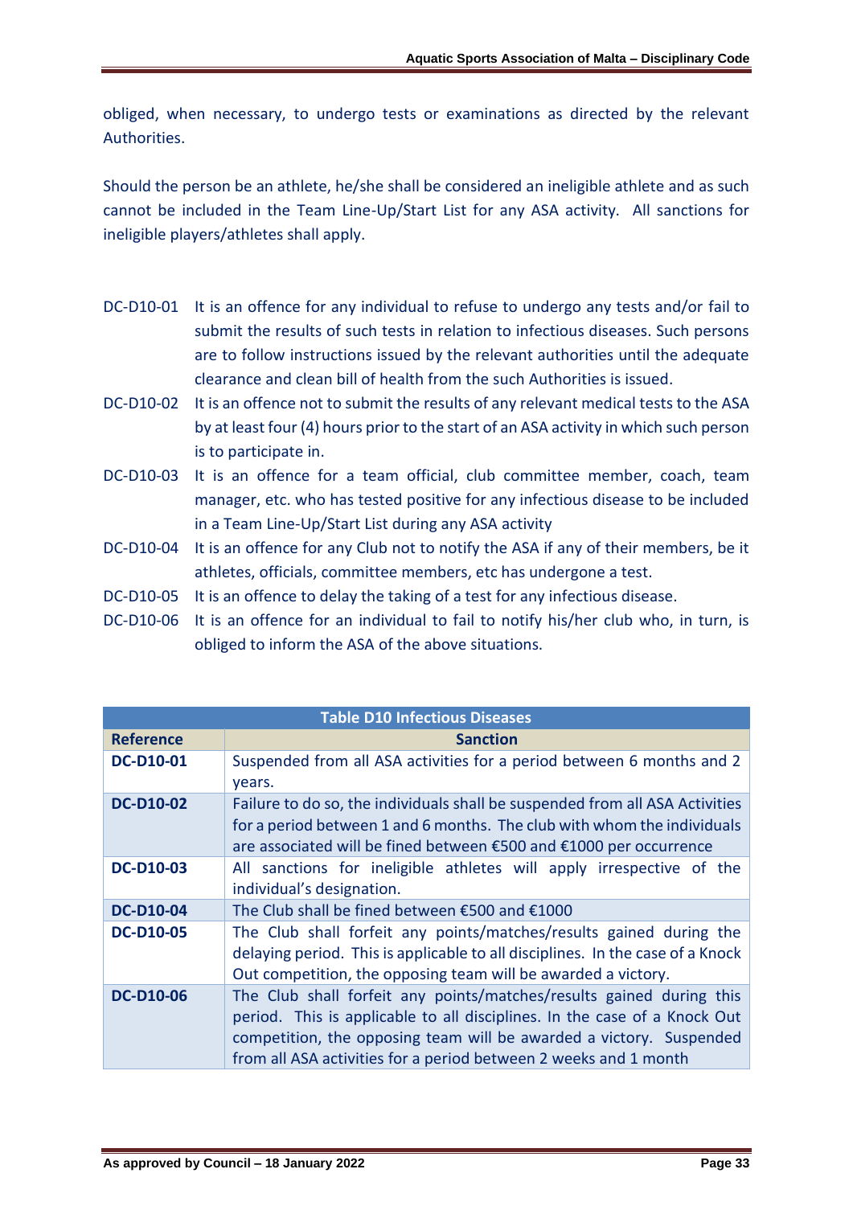obliged, when necessary, to undergo tests or examinations as directed by the relevant Authorities.

Should the person be an athlete, he/she shall be considered an ineligible athlete and as such cannot be included in the Team Line-Up/Start List for any ASA activity. All sanctions for ineligible players/athletes shall apply.

DC-D10-01 It is an offence for any individual to refuse to undergo any tests and/or fail to submit the results of such tests in relation to infectious diseases. Such persons are to follow instructions issued by the relevant authorities until the adequate clearance and clean bill of health from the such Authorities is issued.

DC-D10-02 It is an offence not to submit the results of any relevant medical tests to the ASA by at least four (4) hours prior to the start of an ASA activity in which such person is to participate in.

DC-D10-03 It is an offence for a team official, club committee member, coach, team manager, etc. who has tested positive for any infectious disease to be included in a Team Line-Up/Start List during any ASA activity

DC-D10-04 It is an offence for any Club not to notify the ASA if any of their members, be it athletes, officials, committee members, etc has undergone a test.

DC-D10-05 It is an offence to delay the taking of a test for any infectious disease.

DC-D10-06 It is an offence for an individual to fail to notify his/her club who, in turn, is obliged to inform the ASA of the above situations.

| Table D10 Infectious Diseases | |
|---|---|
| **Reference** | **Sanction** |
| **DC-D10-01** | Suspended from all ASA activities for a period between 6 months and 2 years. |
| **DC-D10-02** | Failure to do so, the individuals shall be suspended from all ASA Activities for a period between 1 and 6 months. The club with whom the individuals are associated will be fined between €500 and €1000 per occurrence |
| **DC-D10-03** | All sanctions for ineligible athletes will apply irrespective of the individual's designation. |
| **DC-D10-04** | The Club shall be fined between €500 and €1000 |
| **DC-D10-05** | The Club shall forfeit any points/matches/results gained during the delaying period. This is applicable to all disciplines. In the case of a Knock Out competition, the opposing team will be awarded a victory. |
| **DC-D10-06** | The Club shall forfeit any points/matches/results gained during this period. This is applicable to all disciplines. In the case of a Knock Out competition, the opposing team will be awarded a victory. Suspended from all ASA activities for a period between 2 weeks and 1 month |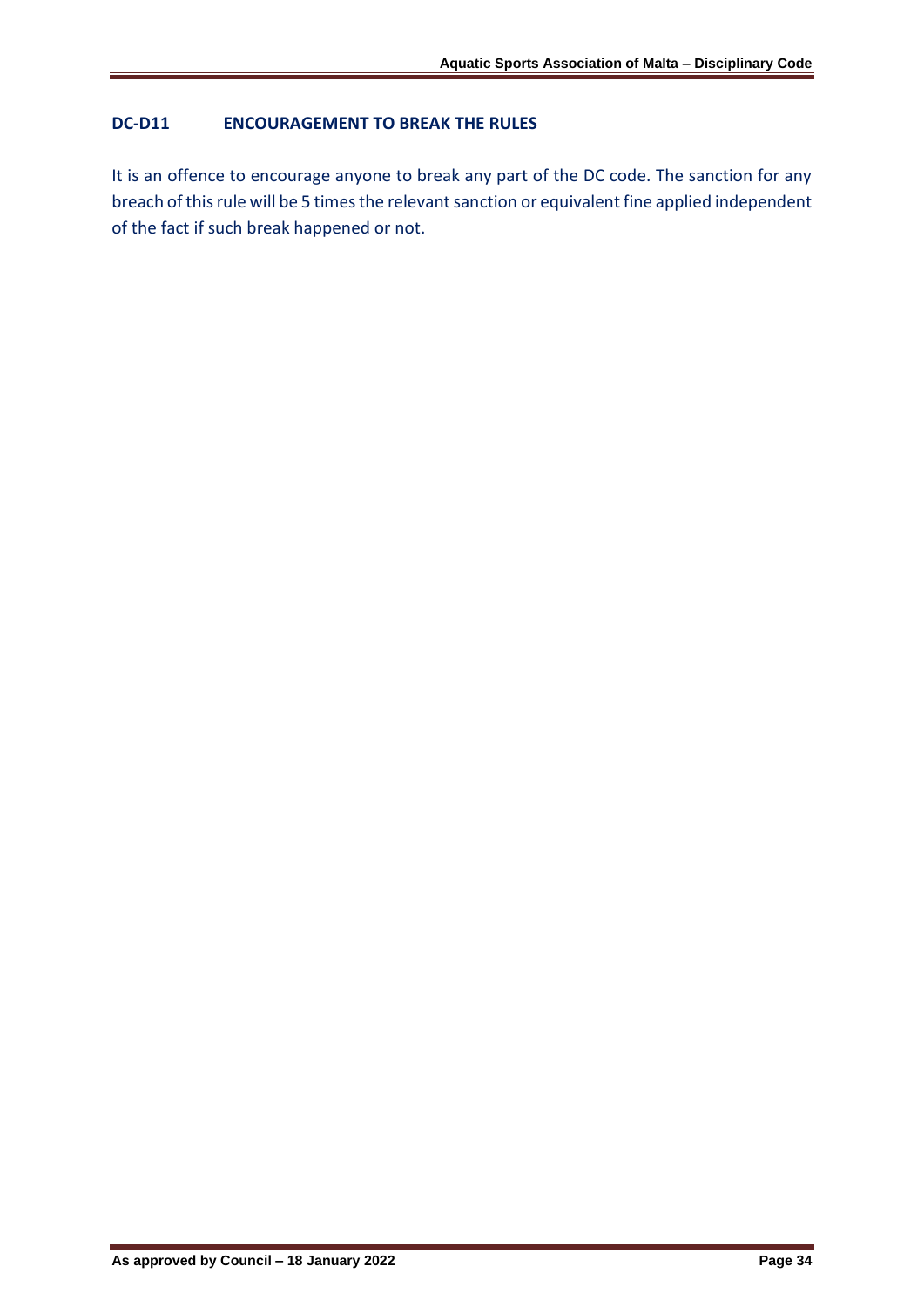### DC-D11 ENCOURAGEMENT TO BREAK THE RULES

It is an offence to encourage anyone to break any part of the DC code. The sanction for any breach of this rule will be 5 times the relevant sanction or equivalent fine applied independent of the fact if such break happened or not.